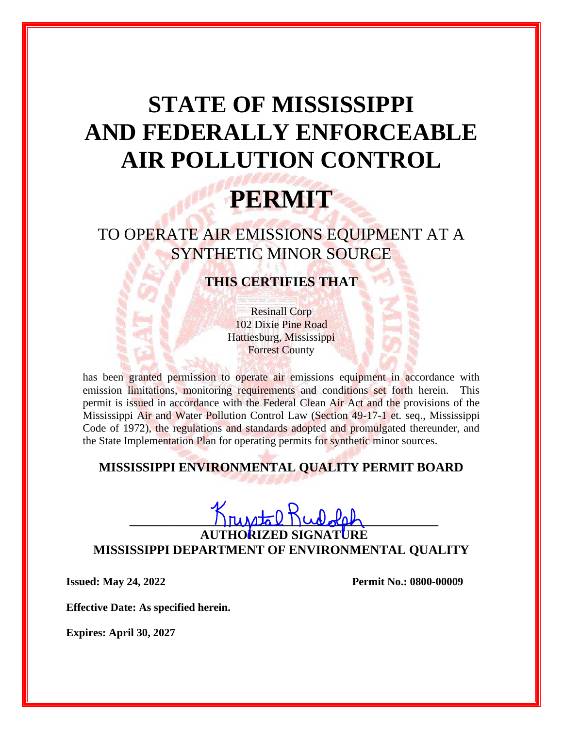# STATE OF MISSISSIPPI AND FEDERALLY ENFORCEABLE AIR POLLUTION CONTROL

# PERMIT

## TO OPERATE AIR EMISSIONS EQUIPMENT AT A SYNTHETIC MINOR SOURCE

### THIS CERTIFIES THAT

Resinall Corp
102 Dixie Pine Road
Hattiesburg, Mississippi
Forrest County

has been granted permission to operate air emissions equipment in accordance with emission limitations, monitoring requirements and conditions set forth herein. This permit is issued in accordance with the Federal Clean Air Act and the provisions of the Mississippi Air and Water Pollution Control Law (Section 49-17-1 et. seq., Mississippi Code of 1972), the regulations and standards adopted and promulgated thereunder, and the State Implementation Plan for operating permits for synthetic minor sources.

**MISSISSIPPI ENVIRONMENTAL QUALITY PERMIT BOARD**

Krystal Rudolph

**AUTHORIZED SIGNATURE**

**MISSISSIPPI DEPARTMENT OF ENVIRONMENTAL QUALITY**

**Issued: May 24, 2022** **Permit No.: 0800-00009**

**Effective Date: As specified herein.**

**Expires: April 30, 2027**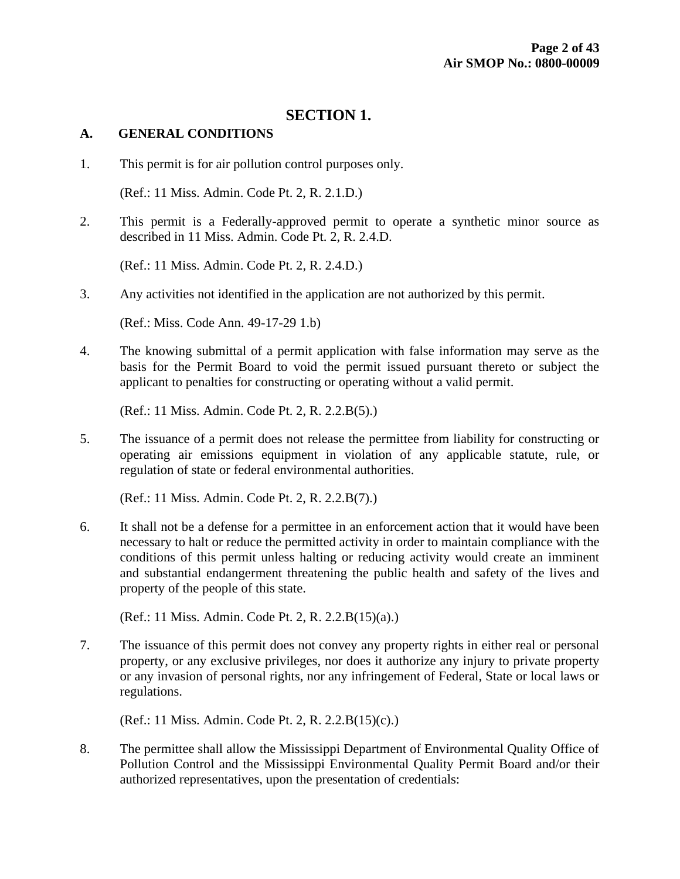# SECTION 1.

## A. GENERAL CONDITIONS

1. This permit is for air pollution control purposes only.

   (Ref.: 11 Miss. Admin. Code Pt. 2, R. 2.1.D.)

2. This permit is a Federally-approved permit to operate a synthetic minor source as described in 11 Miss. Admin. Code Pt. 2, R. 2.4.D.

   (Ref.: 11 Miss. Admin. Code Pt. 2, R. 2.4.D.)

3. Any activities not identified in the application are not authorized by this permit.

   (Ref.: Miss. Code Ann. 49-17-29 1.b)

4. The knowing submittal of a permit application with false information may serve as the basis for the Permit Board to void the permit issued pursuant thereto or subject the applicant to penalties for constructing or operating without a valid permit.

   (Ref.: 11 Miss. Admin. Code Pt. 2, R. 2.2.B(5).)

5. The issuance of a permit does not release the permittee from liability for constructing or operating air emissions equipment in violation of any applicable statute, rule, or regulation of state or federal environmental authorities.

   (Ref.: 11 Miss. Admin. Code Pt. 2, R. 2.2.B(7).)

6. It shall not be a defense for a permittee in an enforcement action that it would have been necessary to halt or reduce the permitted activity in order to maintain compliance with the conditions of this permit unless halting or reducing activity would create an imminent and substantial endangerment threatening the public health and safety of the lives and property of the people of this state.

   (Ref.: 11 Miss. Admin. Code Pt. 2, R. 2.2.B(15)(a).)

7. The issuance of this permit does not convey any property rights in either real or personal property, or any exclusive privileges, nor does it authorize any injury to private property or any invasion of personal rights, nor any infringement of Federal, State or local laws or regulations.

   (Ref.: 11 Miss. Admin. Code Pt. 2, R. 2.2.B(15)(c).)

8. The permittee shall allow the Mississippi Department of Environmental Quality Office of Pollution Control and the Mississippi Environmental Quality Permit Board and/or their authorized representatives, upon the presentation of credentials: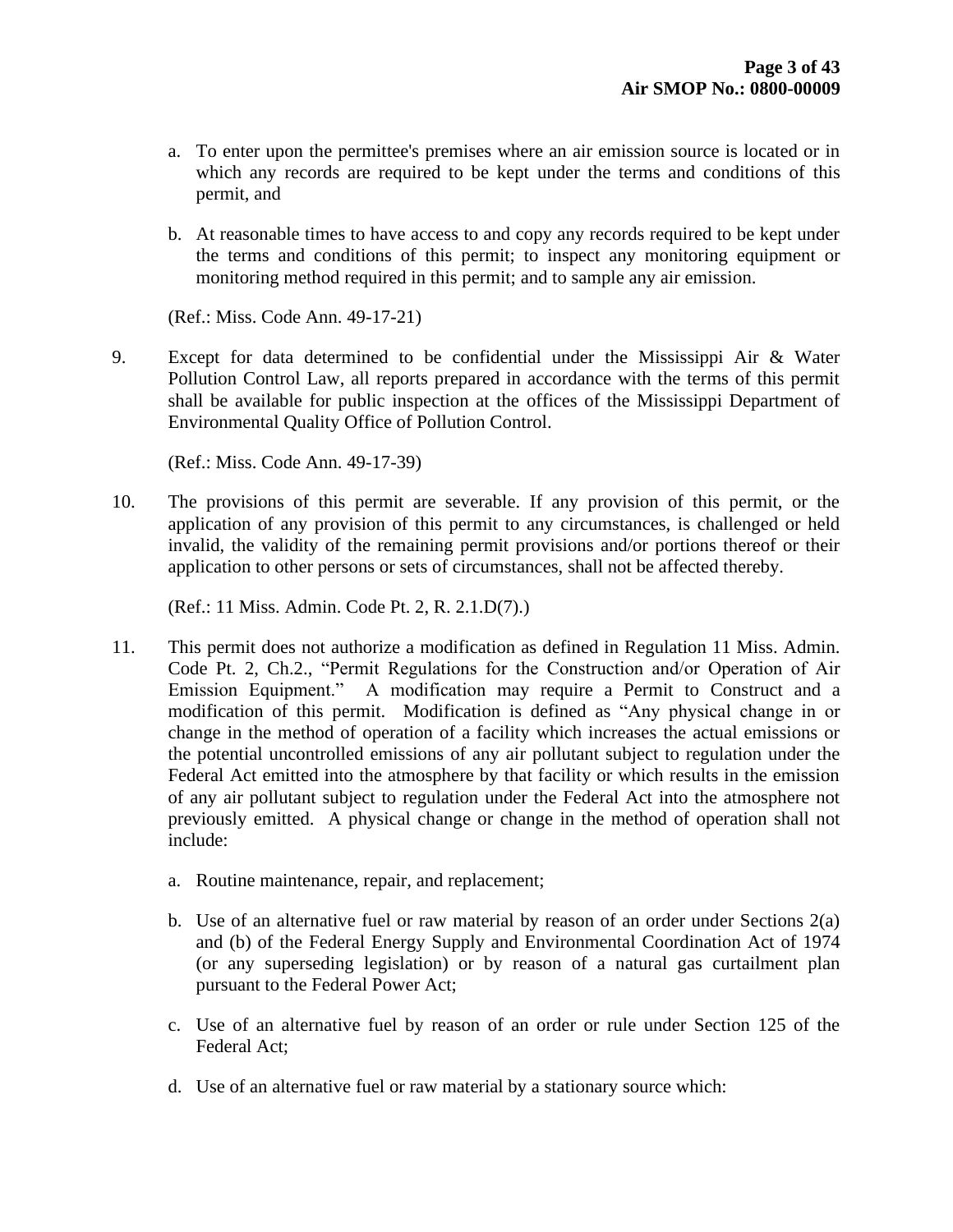a. To enter upon the permittee's premises where an air emission source is located or in which any records are required to be kept under the terms and conditions of this permit, and

b. At reasonable times to have access to and copy any records required to be kept under the terms and conditions of this permit; to inspect any monitoring equipment or monitoring method required in this permit; and to sample any air emission.

(Ref.: Miss. Code Ann. 49-17-21)

9. Except for data determined to be confidential under the Mississippi Air & Water Pollution Control Law, all reports prepared in accordance with the terms of this permit shall be available for public inspection at the offices of the Mississippi Department of Environmental Quality Office of Pollution Control.

   (Ref.: Miss. Code Ann. 49-17-39)

10. The provisions of this permit are severable. If any provision of this permit, or the application of any provision of this permit to any circumstances, is challenged or held invalid, the validity of the remaining permit provisions and/or portions thereof or their application to other persons or sets of circumstances, shall not be affected thereby.

    (Ref.: 11 Miss. Admin. Code Pt. 2, R. 2.1.D(7).)

11. This permit does not authorize a modification as defined in Regulation 11 Miss. Admin. Code Pt. 2, Ch.2., "Permit Regulations for the Construction and/or Operation of Air Emission Equipment." A modification may require a Permit to Construct and a modification of this permit. Modification is defined as "Any physical change in or change in the method of operation of a facility which increases the actual emissions or the potential uncontrolled emissions of any air pollutant subject to regulation under the Federal Act emitted into the atmosphere by that facility or which results in the emission of any air pollutant subject to regulation under the Federal Act into the atmosphere not previously emitted. A physical change or change in the method of operation shall not include:

    a. Routine maintenance, repair, and replacement;

    b. Use of an alternative fuel or raw material by reason of an order under Sections 2(a) and (b) of the Federal Energy Supply and Environmental Coordination Act of 1974 (or any superseding legislation) or by reason of a natural gas curtailment plan pursuant to the Federal Power Act;

    c. Use of an alternative fuel by reason of an order or rule under Section 125 of the Federal Act;

    d. Use of an alternative fuel or raw material by a stationary source which: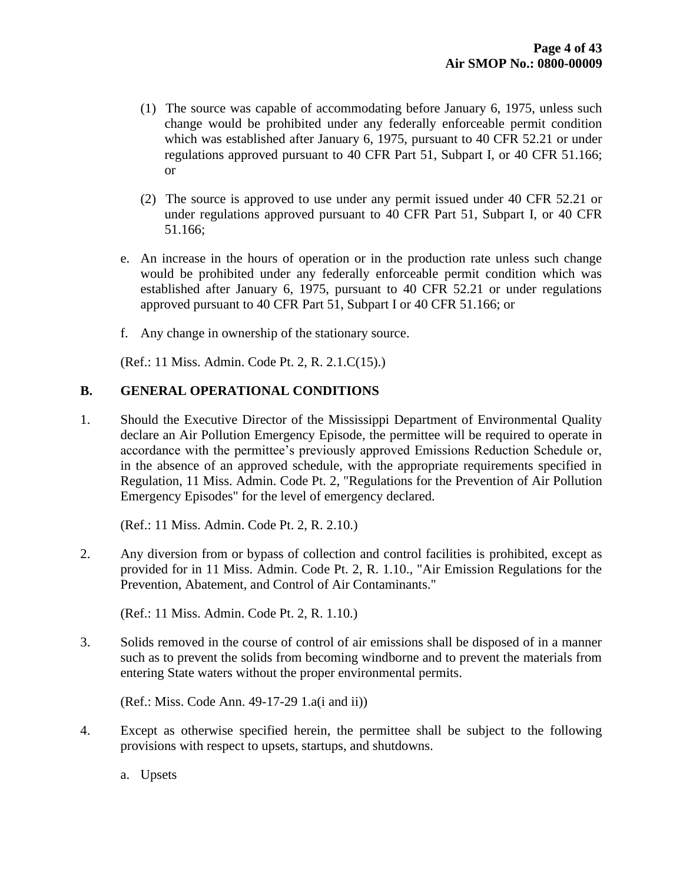(1) The source was capable of accommodating before January 6, 1975, unless such change would be prohibited under any federally enforceable permit condition which was established after January 6, 1975, pursuant to 40 CFR 52.21 or under regulations approved pursuant to 40 CFR Part 51, Subpart I, or 40 CFR 51.166; or

(2) The source is approved to use under any permit issued under 40 CFR 52.21 or under regulations approved pursuant to 40 CFR Part 51, Subpart I, or 40 CFR 51.166;

e. An increase in the hours of operation or in the production rate unless such change would be prohibited under any federally enforceable permit condition which was established after January 6, 1975, pursuant to 40 CFR 52.21 or under regulations approved pursuant to 40 CFR Part 51, Subpart I or 40 CFR 51.166; or

f. Any change in ownership of the stationary source.

(Ref.: 11 Miss. Admin. Code Pt. 2, R. 2.1.C(15).)

## B. GENERAL OPERATIONAL CONDITIONS

1. Should the Executive Director of the Mississippi Department of Environmental Quality declare an Air Pollution Emergency Episode, the permittee will be required to operate in accordance with the permittee's previously approved Emissions Reduction Schedule or, in the absence of an approved schedule, with the appropriate requirements specified in Regulation, 11 Miss. Admin. Code Pt. 2, "Regulations for the Prevention of Air Pollution Emergency Episodes" for the level of emergency declared.

   (Ref.: 11 Miss. Admin. Code Pt. 2, R. 2.10.)

2. Any diversion from or bypass of collection and control facilities is prohibited, except as provided for in 11 Miss. Admin. Code Pt. 2, R. 1.10., "Air Emission Regulations for the Prevention, Abatement, and Control of Air Contaminants."

   (Ref.: 11 Miss. Admin. Code Pt. 2, R. 1.10.)

3. Solids removed in the course of control of air emissions shall be disposed of in a manner such as to prevent the solids from becoming windborne and to prevent the materials from entering State waters without the proper environmental permits.

   (Ref.: Miss. Code Ann. 49-17-29 1.a(i and ii))

4. Except as otherwise specified herein, the permittee shall be subject to the following provisions with respect to upsets, startups, and shutdowns.

   a. Upsets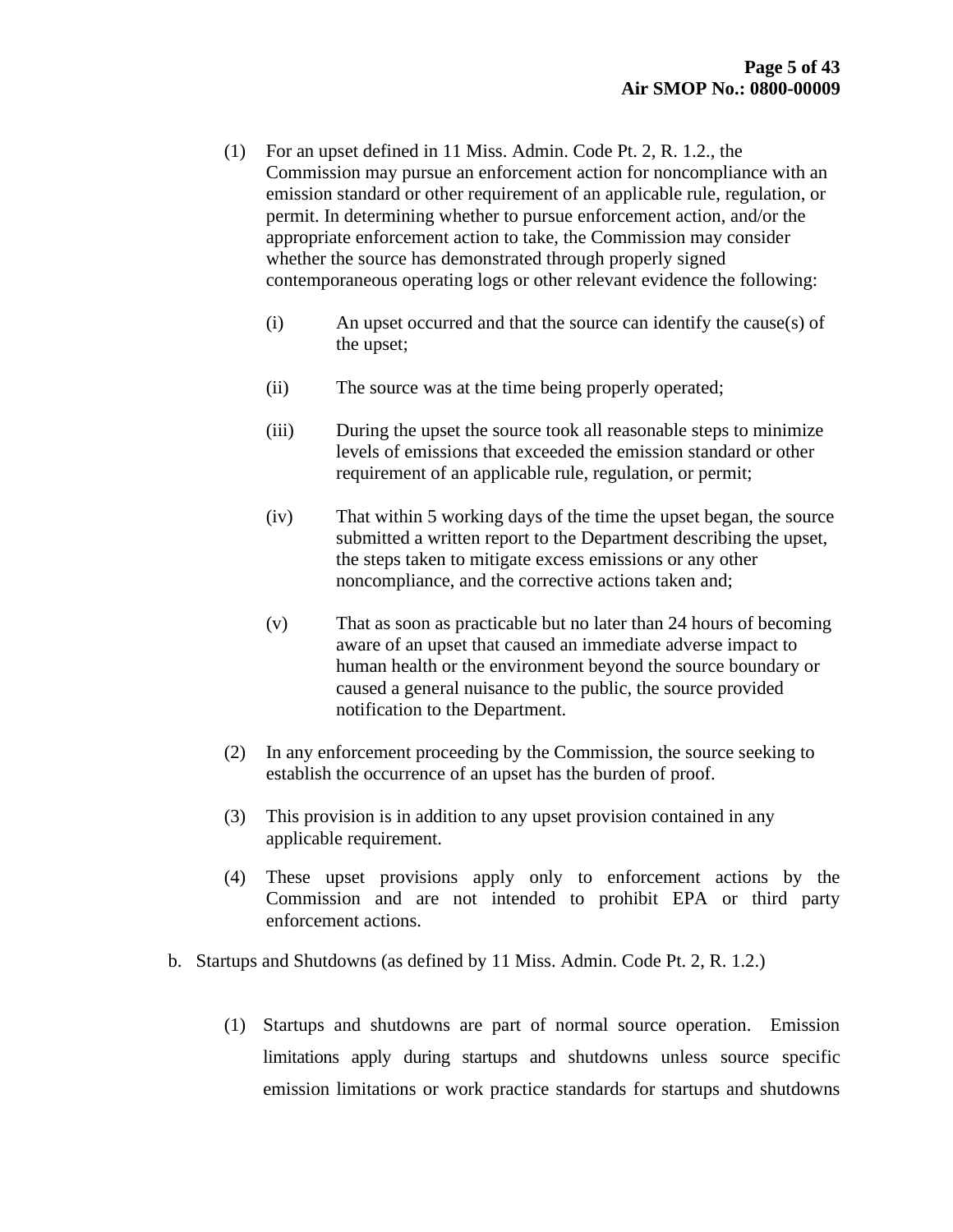(1) For an upset defined in 11 Miss. Admin. Code Pt. 2, R. 1.2., the Commission may pursue an enforcement action for noncompliance with an emission standard or other requirement of an applicable rule, regulation, or permit. In determining whether to pursue enforcement action, and/or the appropriate enforcement action to take, the Commission may consider whether the source has demonstrated through properly signed contemporaneous operating logs or other relevant evidence the following:

   (i) An upset occurred and that the source can identify the cause(s) of the upset;

   (ii) The source was at the time being properly operated;

   (iii) During the upset the source took all reasonable steps to minimize levels of emissions that exceeded the emission standard or other requirement of an applicable rule, regulation, or permit;

   (iv) That within 5 working days of the time the upset began, the source submitted a written report to the Department describing the upset, the steps taken to mitigate excess emissions or any other noncompliance, and the corrective actions taken and;

   (v) That as soon as practicable but no later than 24 hours of becoming aware of an upset that caused an immediate adverse impact to human health or the environment beyond the source boundary or caused a general nuisance to the public, the source provided notification to the Department.

(2) In any enforcement proceeding by the Commission, the source seeking to establish the occurrence of an upset has the burden of proof.

(3) This provision is in addition to any upset provision contained in any applicable requirement.

(4) These upset provisions apply only to enforcement actions by the Commission and are not intended to prohibit EPA or third party enforcement actions.

b. Startups and Shutdowns (as defined by 11 Miss. Admin. Code Pt. 2, R. 1.2.)

(1) Startups and shutdowns are part of normal source operation. Emission limitations apply during startups and shutdowns unless source specific emission limitations or work practice standards for startups and shutdowns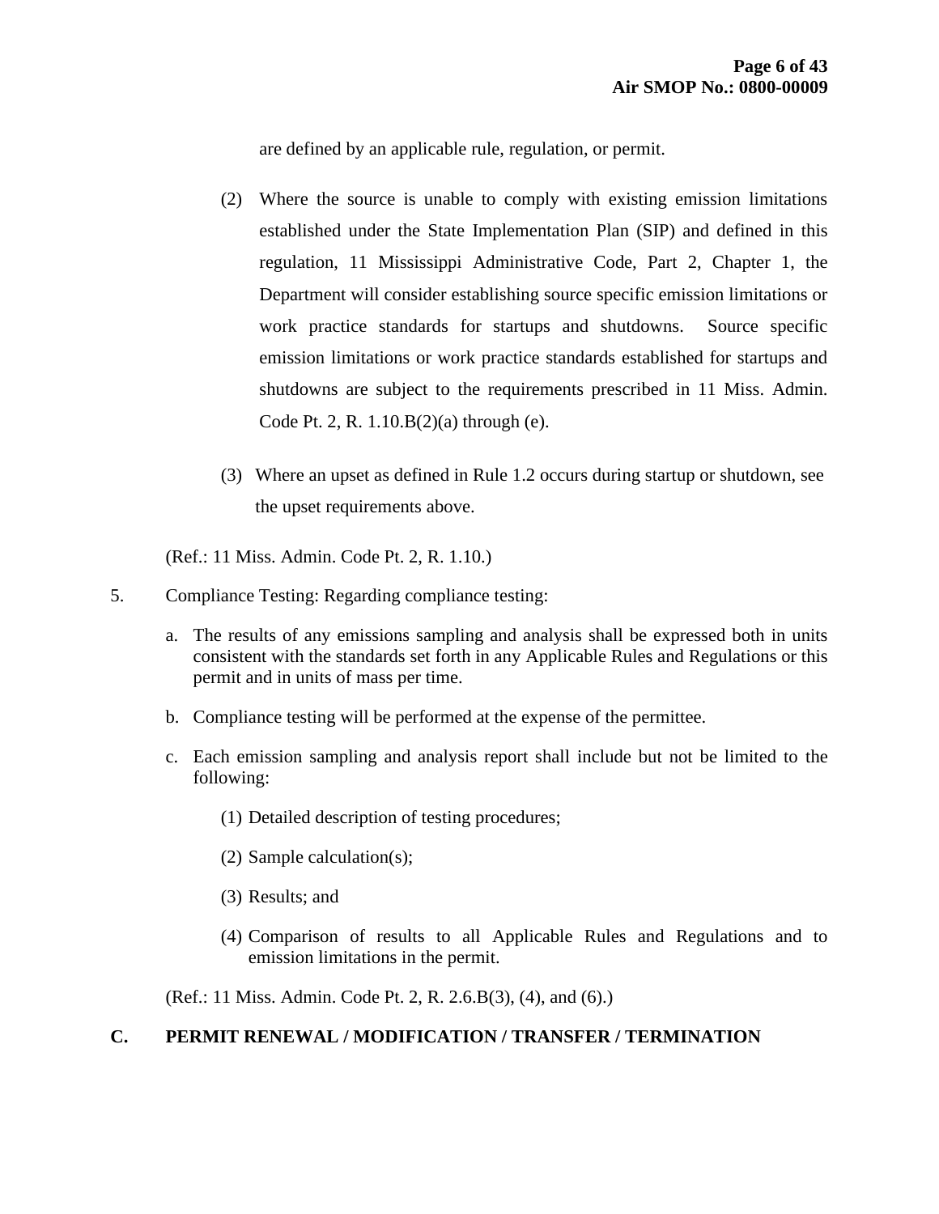are defined by an applicable rule, regulation, or permit.

(2) Where the source is unable to comply with existing emission limitations established under the State Implementation Plan (SIP) and defined in this regulation, 11 Mississippi Administrative Code, Part 2, Chapter 1, the Department will consider establishing source specific emission limitations or work practice standards for startups and shutdowns. Source specific emission limitations or work practice standards established for startups and shutdowns are subject to the requirements prescribed in 11 Miss. Admin. Code Pt. 2, R. 1.10.B(2)(a) through (e).

(3) Where an upset as defined in Rule 1.2 occurs during startup or shutdown, see the upset requirements above.

(Ref.: 11 Miss. Admin. Code Pt. 2, R. 1.10.)

5. Compliance Testing: Regarding compliance testing:

a. The results of any emissions sampling and analysis shall be expressed both in units consistent with the standards set forth in any Applicable Rules and Regulations or this permit and in units of mass per time.

b. Compliance testing will be performed at the expense of the permittee.

c. Each emission sampling and analysis report shall include but not be limited to the following:

(1) Detailed description of testing procedures;

(2) Sample calculation(s);

(3) Results; and

(4) Comparison of results to all Applicable Rules and Regulations and to emission limitations in the permit.

(Ref.: 11 Miss. Admin. Code Pt. 2, R. 2.6.B(3), (4), and (6).)

## C. PERMIT RENEWAL / MODIFICATION / TRANSFER / TERMINATION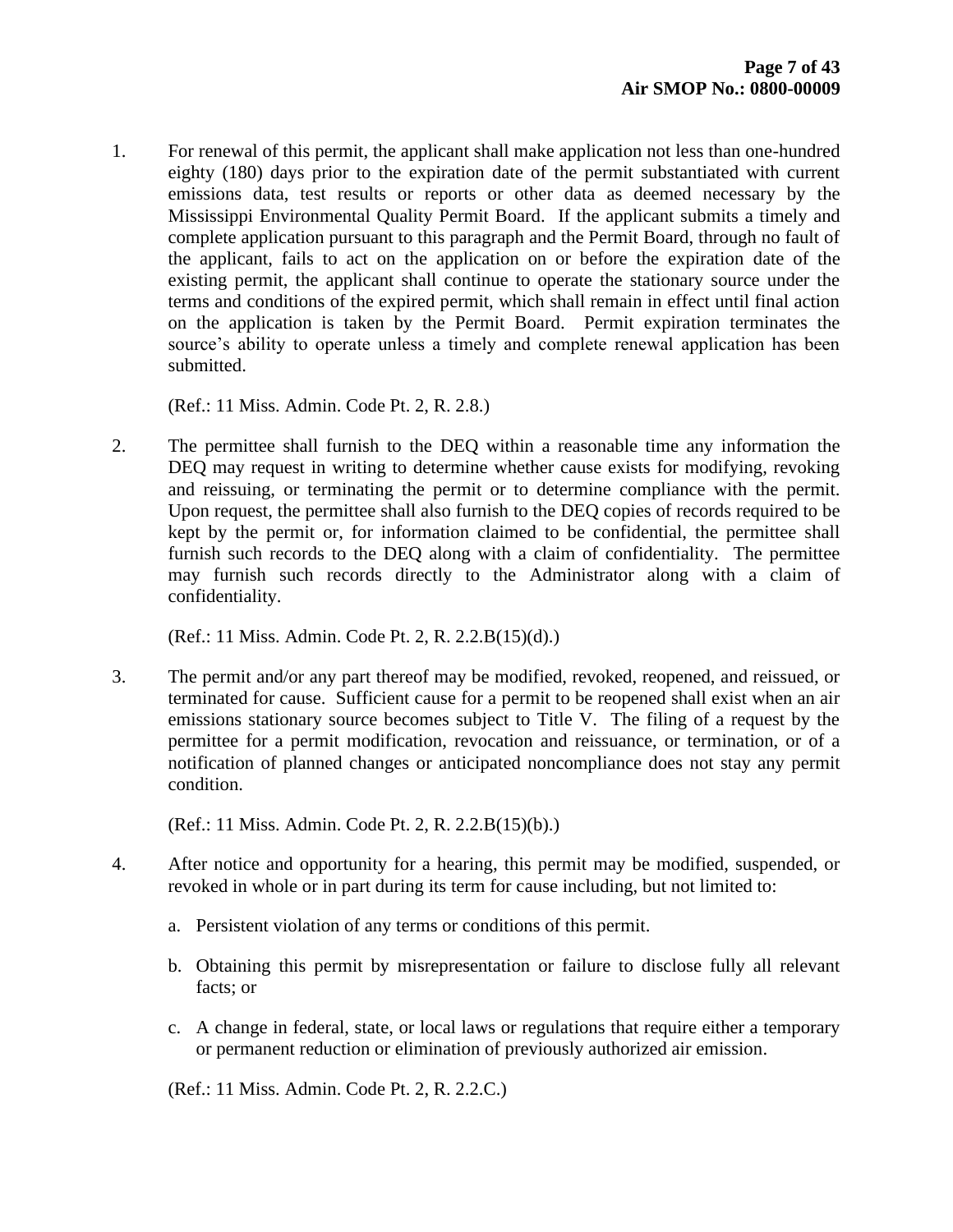1. For renewal of this permit, the applicant shall make application not less than one-hundred eighty (180) days prior to the expiration date of the permit substantiated with current emissions data, test results or reports or other data as deemed necessary by the Mississippi Environmental Quality Permit Board. If the applicant submits a timely and complete application pursuant to this paragraph and the Permit Board, through no fault of the applicant, fails to act on the application on or before the expiration date of the existing permit, the applicant shall continue to operate the stationary source under the terms and conditions of the expired permit, which shall remain in effect until final action on the application is taken by the Permit Board. Permit expiration terminates the source's ability to operate unless a timely and complete renewal application has been submitted.

   (Ref.: 11 Miss. Admin. Code Pt. 2, R. 2.8.)

2. The permittee shall furnish to the DEQ within a reasonable time any information the DEQ may request in writing to determine whether cause exists for modifying, revoking and reissuing, or terminating the permit or to determine compliance with the permit. Upon request, the permittee shall also furnish to the DEQ copies of records required to be kept by the permit or, for information claimed to be confidential, the permittee shall furnish such records to the DEQ along with a claim of confidentiality. The permittee may furnish such records directly to the Administrator along with a claim of confidentiality.

   (Ref.: 11 Miss. Admin. Code Pt. 2, R. 2.2.B(15)(d).)

3. The permit and/or any part thereof may be modified, revoked, reopened, and reissued, or terminated for cause. Sufficient cause for a permit to be reopened shall exist when an air emissions stationary source becomes subject to Title V. The filing of a request by the permittee for a permit modification, revocation and reissuance, or termination, or of a notification of planned changes or anticipated noncompliance does not stay any permit condition.

   (Ref.: 11 Miss. Admin. Code Pt. 2, R. 2.2.B(15)(b).)

4. After notice and opportunity for a hearing, this permit may be modified, suspended, or revoked in whole or in part during its term for cause including, but not limited to:

   a. Persistent violation of any terms or conditions of this permit.

   b. Obtaining this permit by misrepresentation or failure to disclose fully all relevant facts; or

   c. A change in federal, state, or local laws or regulations that require either a temporary or permanent reduction or elimination of previously authorized air emission.

   (Ref.: 11 Miss. Admin. Code Pt. 2, R. 2.2.C.)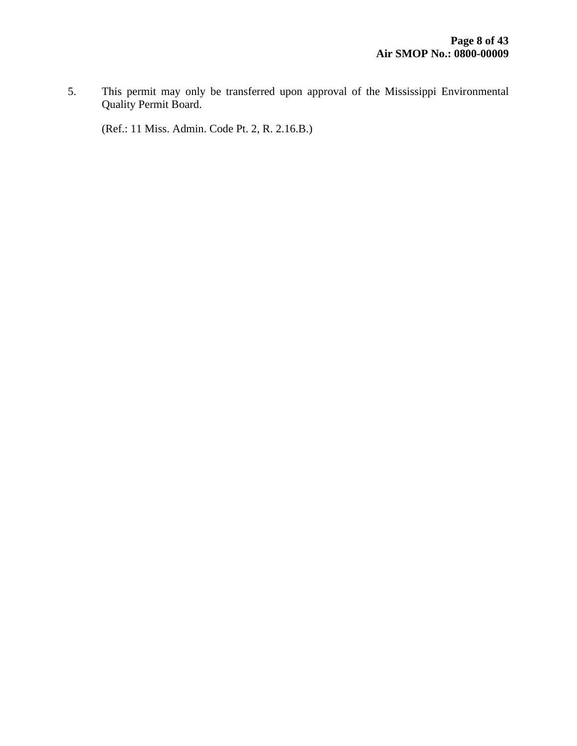5. This permit may only be transferred upon approval of the Mississippi Environmental Quality Permit Board.

   (Ref.: 11 Miss. Admin. Code Pt. 2, R. 2.16.B.)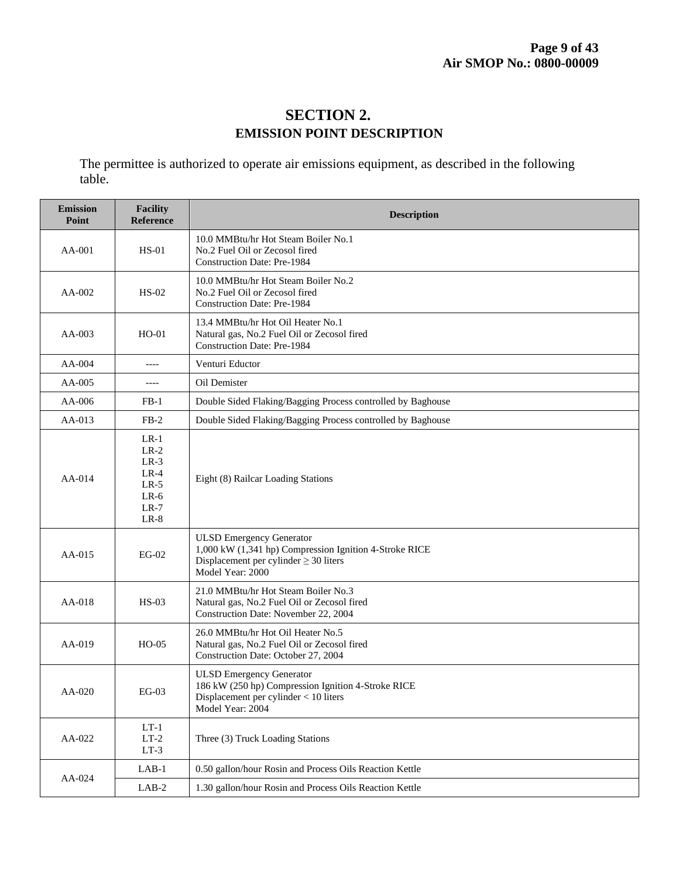# SECTION 2.
## EMISSION POINT DESCRIPTION

The permittee is authorized to operate air emissions equipment, as described in the following table.

| Emission Point | Facility Reference | Description |
|---|---|---|
| AA-001 | HS-01 | 10.0 MMBtu/hr Hot Steam Boiler No.1<br>No.2 Fuel Oil or Zecosol fired<br>Construction Date: Pre-1984 |
| AA-002 | HS-02 | 10.0 MMBtu/hr Hot Steam Boiler No.2<br>No.2 Fuel Oil or Zecosol fired<br>Construction Date: Pre-1984 |
| AA-003 | HO-01 | 13.4 MMBtu/hr Hot Oil Heater No.1<br>Natural gas, No.2 Fuel Oil or Zecosol fired<br>Construction Date: Pre-1984 |
| AA-004 | ---- | Venturi Eductor |
| AA-005 | ---- | Oil Demister |
| AA-006 | FB-1 | Double Sided Flaking/Bagging Process controlled by Baghouse |
| AA-013 | FB-2 | Double Sided Flaking/Bagging Process controlled by Baghouse |
| AA-014 | LR-1<br>LR-2<br>LR-3<br>LR-4<br>LR-5<br>LR-6<br>LR-7<br>LR-8 | Eight (8) Railcar Loading Stations |
| AA-015 | EG-02 | ULSD Emergency Generator<br>1,000 kW (1,341 hp) Compression Ignition 4-Stroke RICE<br>Displacement per cylinder ≥ 30 liters<br>Model Year: 2000 |
| AA-018 | HS-03 | 21.0 MMBtu/hr Hot Steam Boiler No.3<br>Natural gas, No.2 Fuel Oil or Zecosol fired<br>Construction Date: November 22, 2004 |
| AA-019 | HO-05 | 26.0 MMBtu/hr Hot Oil Heater No.5<br>Natural gas, No.2 Fuel Oil or Zecosol fired<br>Construction Date: October 27, 2004 |
| AA-020 | EG-03 | ULSD Emergency Generator<br>186 kW (250 hp) Compression Ignition 4-Stroke RICE<br>Displacement per cylinder < 10 liters<br>Model Year: 2004 |
| AA-022 | LT-1<br>LT-2<br>LT-3 | Three (3) Truck Loading Stations |
| AA-024 | LAB-1 | 0.50 gallon/hour Rosin and Process Oils Reaction Kettle |
| | LAB-2 | 1.30 gallon/hour Rosin and Process Oils Reaction Kettle |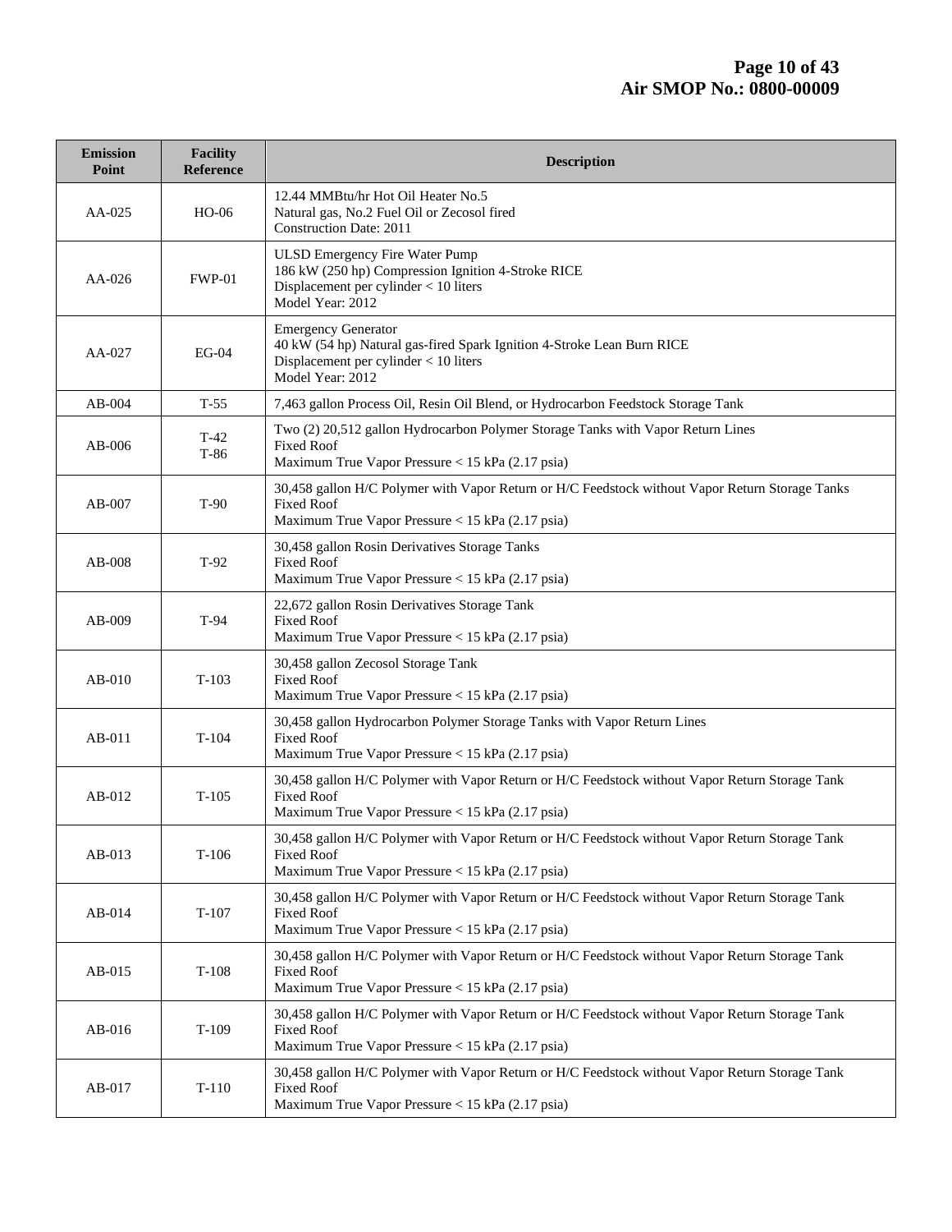| Emission Point | Facility Reference | Description |
|---|---|---|
| AA-025 | HO-06 | 12.44 MMBtu/hr Hot Oil Heater No.5<br>Natural gas, No.2 Fuel Oil or Zecosol fired<br>Construction Date: 2011 |
| AA-026 | FWP-01 | ULSD Emergency Fire Water Pump<br>186 kW (250 hp) Compression Ignition 4-Stroke RICE<br>Displacement per cylinder < 10 liters<br>Model Year: 2012 |
| AA-027 | EG-04 | Emergency Generator<br>40 kW (54 hp) Natural gas-fired Spark Ignition 4-Stroke Lean Burn RICE<br>Displacement per cylinder < 10 liters<br>Model Year: 2012 |
| AB-004 | T-55 | 7,463 gallon Process Oil, Resin Oil Blend, or Hydrocarbon Feedstock Storage Tank |
| AB-006 | T-42<br>T-86 | Two (2) 20,512 gallon Hydrocarbon Polymer Storage Tanks with Vapor Return Lines<br>Fixed Roof<br>Maximum True Vapor Pressure < 15 kPa (2.17 psia) |
| AB-007 | T-90 | 30,458 gallon H/C Polymer with Vapor Return or H/C Feedstock without Vapor Return Storage Tanks<br>Fixed Roof<br>Maximum True Vapor Pressure < 15 kPa (2.17 psia) |
| AB-008 | T-92 | 30,458 gallon Rosin Derivatives Storage Tanks<br>Fixed Roof<br>Maximum True Vapor Pressure < 15 kPa (2.17 psia) |
| AB-009 | T-94 | 22,672 gallon Rosin Derivatives Storage Tank<br>Fixed Roof<br>Maximum True Vapor Pressure < 15 kPa (2.17 psia) |
| AB-010 | T-103 | 30,458 gallon Zecosol Storage Tank<br>Fixed Roof<br>Maximum True Vapor Pressure < 15 kPa (2.17 psia) |
| AB-011 | T-104 | 30,458 gallon Hydrocarbon Polymer Storage Tanks with Vapor Return Lines<br>Fixed Roof<br>Maximum True Vapor Pressure < 15 kPa (2.17 psia) |
| AB-012 | T-105 | 30,458 gallon H/C Polymer with Vapor Return or H/C Feedstock without Vapor Return Storage Tank<br>Fixed Roof<br>Maximum True Vapor Pressure < 15 kPa (2.17 psia) |
| AB-013 | T-106 | 30,458 gallon H/C Polymer with Vapor Return or H/C Feedstock without Vapor Return Storage Tank<br>Fixed Roof<br>Maximum True Vapor Pressure < 15 kPa (2.17 psia) |
| AB-014 | T-107 | 30,458 gallon H/C Polymer with Vapor Return or H/C Feedstock without Vapor Return Storage Tank<br>Fixed Roof<br>Maximum True Vapor Pressure < 15 kPa (2.17 psia) |
| AB-015 | T-108 | 30,458 gallon H/C Polymer with Vapor Return or H/C Feedstock without Vapor Return Storage Tank<br>Fixed Roof<br>Maximum True Vapor Pressure < 15 kPa (2.17 psia) |
| AB-016 | T-109 | 30,458 gallon H/C Polymer with Vapor Return or H/C Feedstock without Vapor Return Storage Tank<br>Fixed Roof<br>Maximum True Vapor Pressure < 15 kPa (2.17 psia) |
| AB-017 | T-110 | 30,458 gallon H/C Polymer with Vapor Return or H/C Feedstock without Vapor Return Storage Tank<br>Fixed Roof<br>Maximum True Vapor Pressure < 15 kPa (2.17 psia) |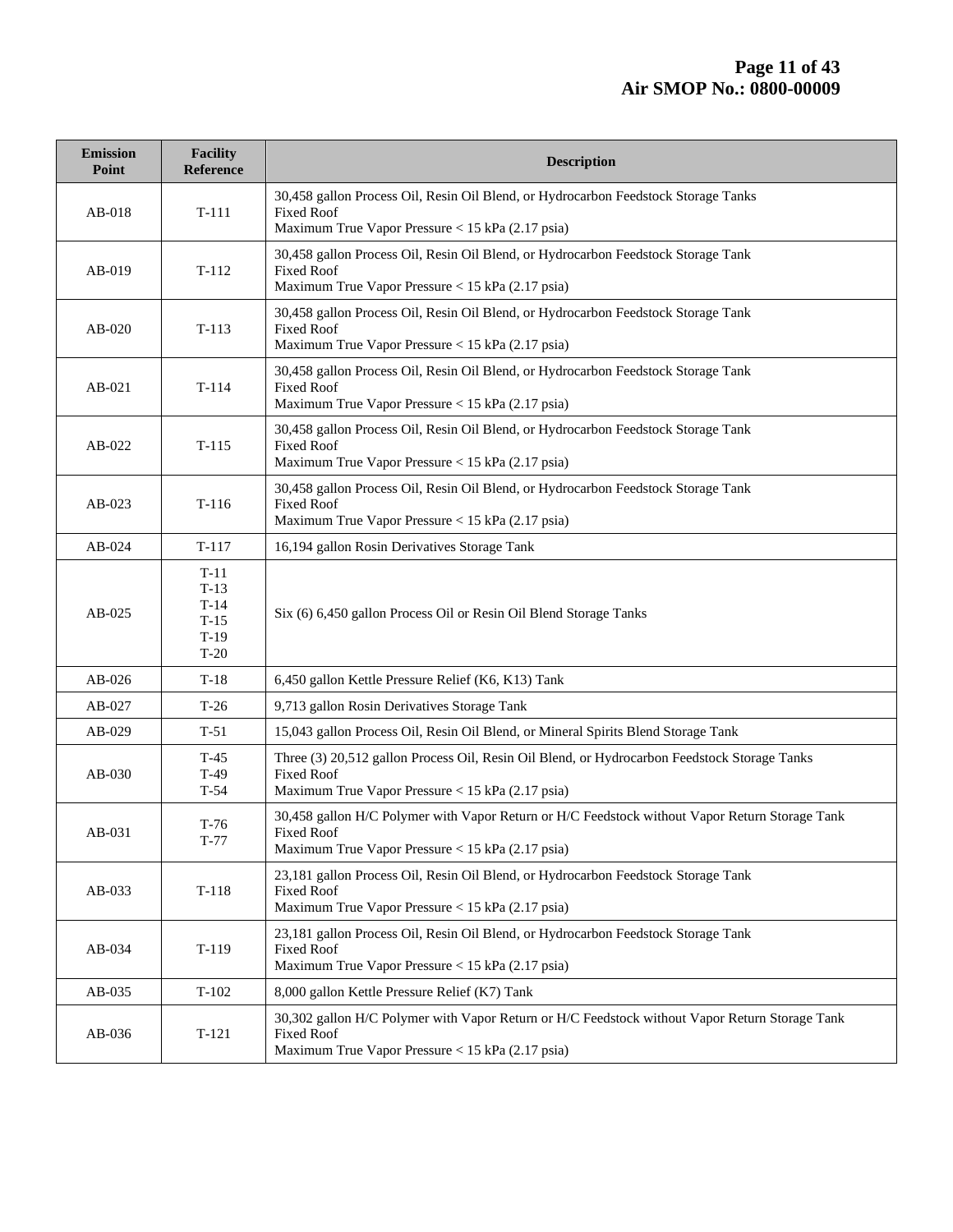| Emission Point | Facility Reference | Description |
|---|---|---|
| AB-018 | T-111 | 30,458 gallon Process Oil, Resin Oil Blend, or Hydrocarbon Feedstock Storage Tanks<br>Fixed Roof<br>Maximum True Vapor Pressure < 15 kPa (2.17 psia) |
| AB-019 | T-112 | 30,458 gallon Process Oil, Resin Oil Blend, or Hydrocarbon Feedstock Storage Tank<br>Fixed Roof<br>Maximum True Vapor Pressure < 15 kPa (2.17 psia) |
| AB-020 | T-113 | 30,458 gallon Process Oil, Resin Oil Blend, or Hydrocarbon Feedstock Storage Tank<br>Fixed Roof<br>Maximum True Vapor Pressure < 15 kPa (2.17 psia) |
| AB-021 | T-114 | 30,458 gallon Process Oil, Resin Oil Blend, or Hydrocarbon Feedstock Storage Tank<br>Fixed Roof<br>Maximum True Vapor Pressure < 15 kPa (2.17 psia) |
| AB-022 | T-115 | 30,458 gallon Process Oil, Resin Oil Blend, or Hydrocarbon Feedstock Storage Tank<br>Fixed Roof<br>Maximum True Vapor Pressure < 15 kPa (2.17 psia) |
| AB-023 | T-116 | 30,458 gallon Process Oil, Resin Oil Blend, or Hydrocarbon Feedstock Storage Tank<br>Fixed Roof<br>Maximum True Vapor Pressure < 15 kPa (2.17 psia) |
| AB-024 | T-117 | 16,194 gallon Rosin Derivatives Storage Tank |
| AB-025 | T-11<br>T-13<br>T-14<br>T-15<br>T-19<br>T-20 | Six (6) 6,450 gallon Process Oil or Resin Oil Blend Storage Tanks |
| AB-026 | T-18 | 6,450 gallon Kettle Pressure Relief (K6, K13) Tank |
| AB-027 | T-26 | 9,713 gallon Rosin Derivatives Storage Tank |
| AB-029 | T-51 | 15,043 gallon Process Oil, Resin Oil Blend, or Mineral Spirits Blend Storage Tank |
| AB-030 | T-45<br>T-49<br>T-54 | Three (3) 20,512 gallon Process Oil, Resin Oil Blend, or Hydrocarbon Feedstock Storage Tanks<br>Fixed Roof<br>Maximum True Vapor Pressure < 15 kPa (2.17 psia) |
| AB-031 | T-76<br>T-77 | 30,458 gallon H/C Polymer with Vapor Return or H/C Feedstock without Vapor Return Storage Tank<br>Fixed Roof<br>Maximum True Vapor Pressure < 15 kPa (2.17 psia) |
| AB-033 | T-118 | 23,181 gallon Process Oil, Resin Oil Blend, or Hydrocarbon Feedstock Storage Tank<br>Fixed Roof<br>Maximum True Vapor Pressure < 15 kPa (2.17 psia) |
| AB-034 | T-119 | 23,181 gallon Process Oil, Resin Oil Blend, or Hydrocarbon Feedstock Storage Tank<br>Fixed Roof<br>Maximum True Vapor Pressure < 15 kPa (2.17 psia) |
| AB-035 | T-102 | 8,000 gallon Kettle Pressure Relief (K7) Tank |
| AB-036 | T-121 | 30,302 gallon H/C Polymer with Vapor Return or H/C Feedstock without Vapor Return Storage Tank<br>Fixed Roof<br>Maximum True Vapor Pressure < 15 kPa (2.17 psia) |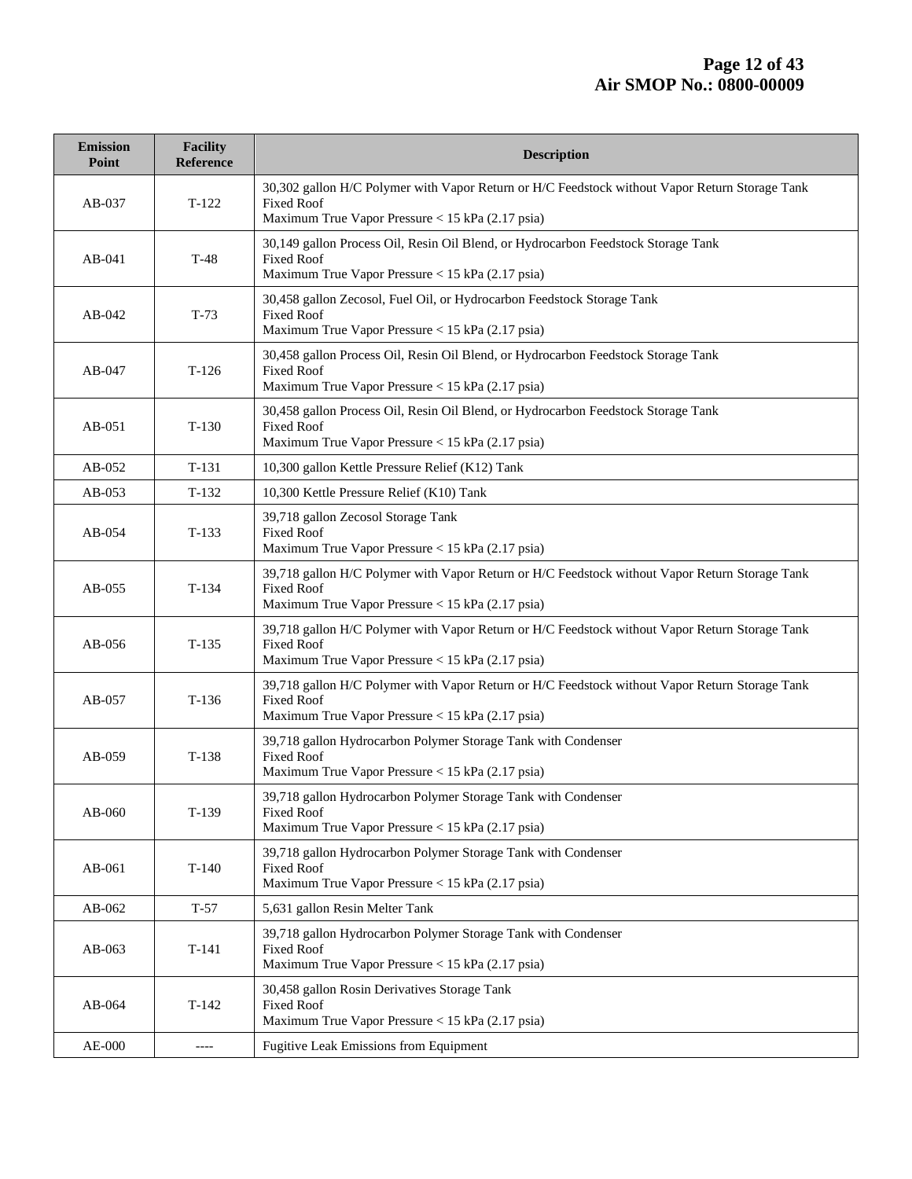| Emission Point | Facility Reference | Description |
|---|---|---|
| AB-037 | T-122 | 30,302 gallon H/C Polymer with Vapor Return or H/C Feedstock without Vapor Return Storage Tank<br>Fixed Roof<br>Maximum True Vapor Pressure < 15 kPa (2.17 psia) |
| AB-041 | T-48 | 30,149 gallon Process Oil, Resin Oil Blend, or Hydrocarbon Feedstock Storage Tank<br>Fixed Roof<br>Maximum True Vapor Pressure < 15 kPa (2.17 psia) |
| AB-042 | T-73 | 30,458 gallon Zecosol, Fuel Oil, or Hydrocarbon Feedstock Storage Tank<br>Fixed Roof<br>Maximum True Vapor Pressure < 15 kPa (2.17 psia) |
| AB-047 | T-126 | 30,458 gallon Process Oil, Resin Oil Blend, or Hydrocarbon Feedstock Storage Tank<br>Fixed Roof<br>Maximum True Vapor Pressure < 15 kPa (2.17 psia) |
| AB-051 | T-130 | 30,458 gallon Process Oil, Resin Oil Blend, or Hydrocarbon Feedstock Storage Tank<br>Fixed Roof<br>Maximum True Vapor Pressure < 15 kPa (2.17 psia) |
| AB-052 | T-131 | 10,300 gallon Kettle Pressure Relief (K12) Tank |
| AB-053 | T-132 | 10,300 Kettle Pressure Relief (K10) Tank |
| AB-054 | T-133 | 39,718 gallon Zecosol Storage Tank<br>Fixed Roof<br>Maximum True Vapor Pressure < 15 kPa (2.17 psia) |
| AB-055 | T-134 | 39,718 gallon H/C Polymer with Vapor Return or H/C Feedstock without Vapor Return Storage Tank<br>Fixed Roof<br>Maximum True Vapor Pressure < 15 kPa (2.17 psia) |
| AB-056 | T-135 | 39,718 gallon H/C Polymer with Vapor Return or H/C Feedstock without Vapor Return Storage Tank<br>Fixed Roof<br>Maximum True Vapor Pressure < 15 kPa (2.17 psia) |
| AB-057 | T-136 | 39,718 gallon H/C Polymer with Vapor Return or H/C Feedstock without Vapor Return Storage Tank<br>Fixed Roof<br>Maximum True Vapor Pressure < 15 kPa (2.17 psia) |
| AB-059 | T-138 | 39,718 gallon Hydrocarbon Polymer Storage Tank with Condenser<br>Fixed Roof<br>Maximum True Vapor Pressure < 15 kPa (2.17 psia) |
| AB-060 | T-139 | 39,718 gallon Hydrocarbon Polymer Storage Tank with Condenser<br>Fixed Roof<br>Maximum True Vapor Pressure < 15 kPa (2.17 psia) |
| AB-061 | T-140 | 39,718 gallon Hydrocarbon Polymer Storage Tank with Condenser<br>Fixed Roof<br>Maximum True Vapor Pressure < 15 kPa (2.17 psia) |
| AB-062 | T-57 | 5,631 gallon Resin Melter Tank |
| AB-063 | T-141 | 39,718 gallon Hydrocarbon Polymer Storage Tank with Condenser<br>Fixed Roof<br>Maximum True Vapor Pressure < 15 kPa (2.17 psia) |
| AB-064 | T-142 | 30,458 gallon Rosin Derivatives Storage Tank<br>Fixed Roof<br>Maximum True Vapor Pressure < 15 kPa (2.17 psia) |
| AE-000 | ---- | Fugitive Leak Emissions from Equipment |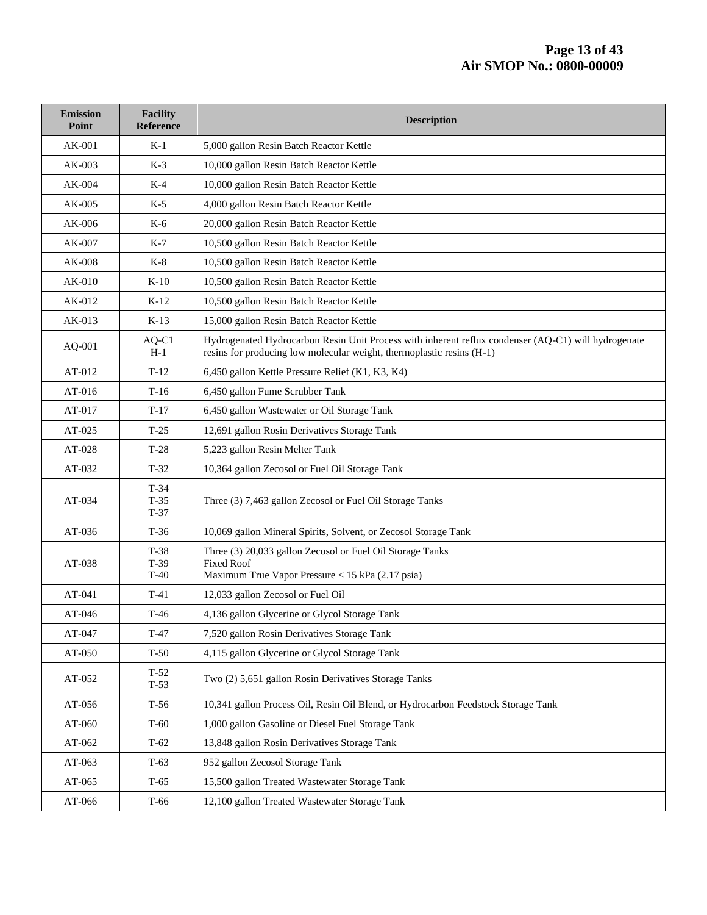| Emission Point | Facility Reference | Description |
|---|---|---|
| AK-001 | K-1 | 5,000 gallon Resin Batch Reactor Kettle |
| AK-003 | K-3 | 10,000 gallon Resin Batch Reactor Kettle |
| AK-004 | K-4 | 10,000 gallon Resin Batch Reactor Kettle |
| AK-005 | K-5 | 4,000 gallon Resin Batch Reactor Kettle |
| AK-006 | K-6 | 20,000 gallon Resin Batch Reactor Kettle |
| AK-007 | K-7 | 10,500 gallon Resin Batch Reactor Kettle |
| AK-008 | K-8 | 10,500 gallon Resin Batch Reactor Kettle |
| AK-010 | K-10 | 10,500 gallon Resin Batch Reactor Kettle |
| AK-012 | K-12 | 10,500 gallon Resin Batch Reactor Kettle |
| AK-013 | K-13 | 15,000 gallon Resin Batch Reactor Kettle |
| AQ-001 | AQ-C1<br>H-1 | Hydrogenated Hydrocarbon Resin Unit Process with inherent reflux condenser (AQ-C1) will hydrogenate resins for producing low molecular weight, thermoplastic resins (H-1) |
| AT-012 | T-12 | 6,450 gallon Kettle Pressure Relief (K1, K3, K4) |
| AT-016 | T-16 | 6,450 gallon Fume Scrubber Tank |
| AT-017 | T-17 | 6,450 gallon Wastewater or Oil Storage Tank |
| AT-025 | T-25 | 12,691 gallon Rosin Derivatives Storage Tank |
| AT-028 | T-28 | 5,223 gallon Resin Melter Tank |
| AT-032 | T-32 | 10,364 gallon Zecosol or Fuel Oil Storage Tank |
| AT-034 | T-34<br>T-35<br>T-37 | Three (3) 7,463 gallon Zecosol or Fuel Oil Storage Tanks |
| AT-036 | T-36 | 10,069 gallon Mineral Spirits, Solvent, or Zecosol Storage Tank |
| AT-038 | T-38<br>T-39<br>T-40 | Three (3) 20,033 gallon Zecosol or Fuel Oil Storage Tanks<br>Fixed Roof<br>Maximum True Vapor Pressure < 15 kPa (2.17 psia) |
| AT-041 | T-41 | 12,033 gallon Zecosol or Fuel Oil |
| AT-046 | T-46 | 4,136 gallon Glycerine or Glycol Storage Tank |
| AT-047 | T-47 | 7,520 gallon Rosin Derivatives Storage Tank |
| AT-050 | T-50 | 4,115 gallon Glycerine or Glycol Storage Tank |
| AT-052 | T-52<br>T-53 | Two (2) 5,651 gallon Rosin Derivatives Storage Tanks |
| AT-056 | T-56 | 10,341 gallon Process Oil, Resin Oil Blend, or Hydrocarbon Feedstock Storage Tank |
| AT-060 | T-60 | 1,000 gallon Gasoline or Diesel Fuel Storage Tank |
| AT-062 | T-62 | 13,848 gallon Rosin Derivatives Storage Tank |
| AT-063 | T-63 | 952 gallon Zecosol Storage Tank |
| AT-065 | T-65 | 15,500 gallon Treated Wastewater Storage Tank |
| AT-066 | T-66 | 12,100 gallon Treated Wastewater Storage Tank |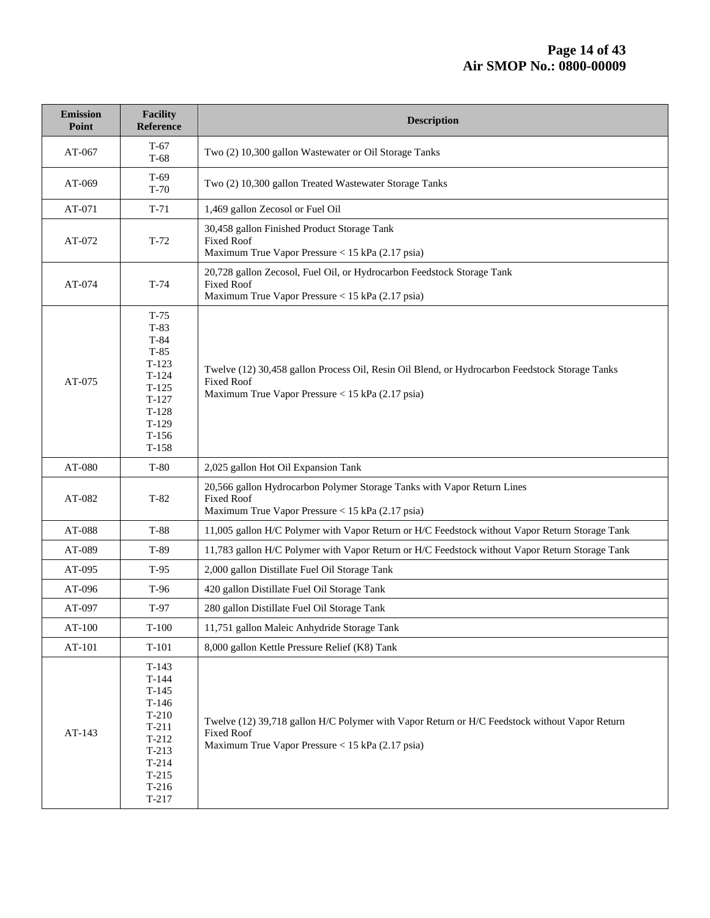| Emission Point | Facility Reference | Description |
| --- | --- | --- |
| AT-067 | T-67<br>T-68 | Two (2) 10,300 gallon Wastewater or Oil Storage Tanks |
| AT-069 | T-69<br>T-70 | Two (2) 10,300 gallon Treated Wastewater Storage Tanks |
| AT-071 | T-71 | 1,469 gallon Zecosol or Fuel Oil |
| AT-072 | T-72 | 30,458 gallon Finished Product Storage Tank<br>Fixed Roof<br>Maximum True Vapor Pressure < 15 kPa (2.17 psia) |
| AT-074 | T-74 | 20,728 gallon Zecosol, Fuel Oil, or Hydrocarbon Feedstock Storage Tank<br>Fixed Roof<br>Maximum True Vapor Pressure < 15 kPa (2.17 psia) |
| AT-075 | T-75<br>T-83<br>T-84<br>T-85<br>T-123<br>T-124<br>T-125<br>T-127<br>T-128<br>T-129<br>T-156<br>T-158 | Twelve (12) 30,458 gallon Process Oil, Resin Oil Blend, or Hydrocarbon Feedstock Storage Tanks<br>Fixed Roof<br>Maximum True Vapor Pressure < 15 kPa (2.17 psia) |
| AT-080 | T-80 | 2,025 gallon Hot Oil Expansion Tank |
| AT-082 | T-82 | 20,566 gallon Hydrocarbon Polymer Storage Tanks with Vapor Return Lines<br>Fixed Roof<br>Maximum True Vapor Pressure < 15 kPa (2.17 psia) |
| AT-088 | T-88 | 11,005 gallon H/C Polymer with Vapor Return or H/C Feedstock without Vapor Return Storage Tank |
| AT-089 | T-89 | 11,783 gallon H/C Polymer with Vapor Return or H/C Feedstock without Vapor Return Storage Tank |
| AT-095 | T-95 | 2,000 gallon Distillate Fuel Oil Storage Tank |
| AT-096 | T-96 | 420 gallon Distillate Fuel Oil Storage Tank |
| AT-097 | T-97 | 280 gallon Distillate Fuel Oil Storage Tank |
| AT-100 | T-100 | 11,751 gallon Maleic Anhydride Storage Tank |
| AT-101 | T-101 | 8,000 gallon Kettle Pressure Relief (K8) Tank |
| AT-143 | T-143<br>T-144<br>T-145<br>T-146<br>T-210<br>T-211<br>T-212<br>T-213<br>T-214<br>T-215<br>T-216<br>T-217 | Twelve (12) 39,718 gallon H/C Polymer with Vapor Return or H/C Feedstock without Vapor Return<br>Fixed Roof<br>Maximum True Vapor Pressure < 15 kPa (2.17 psia) |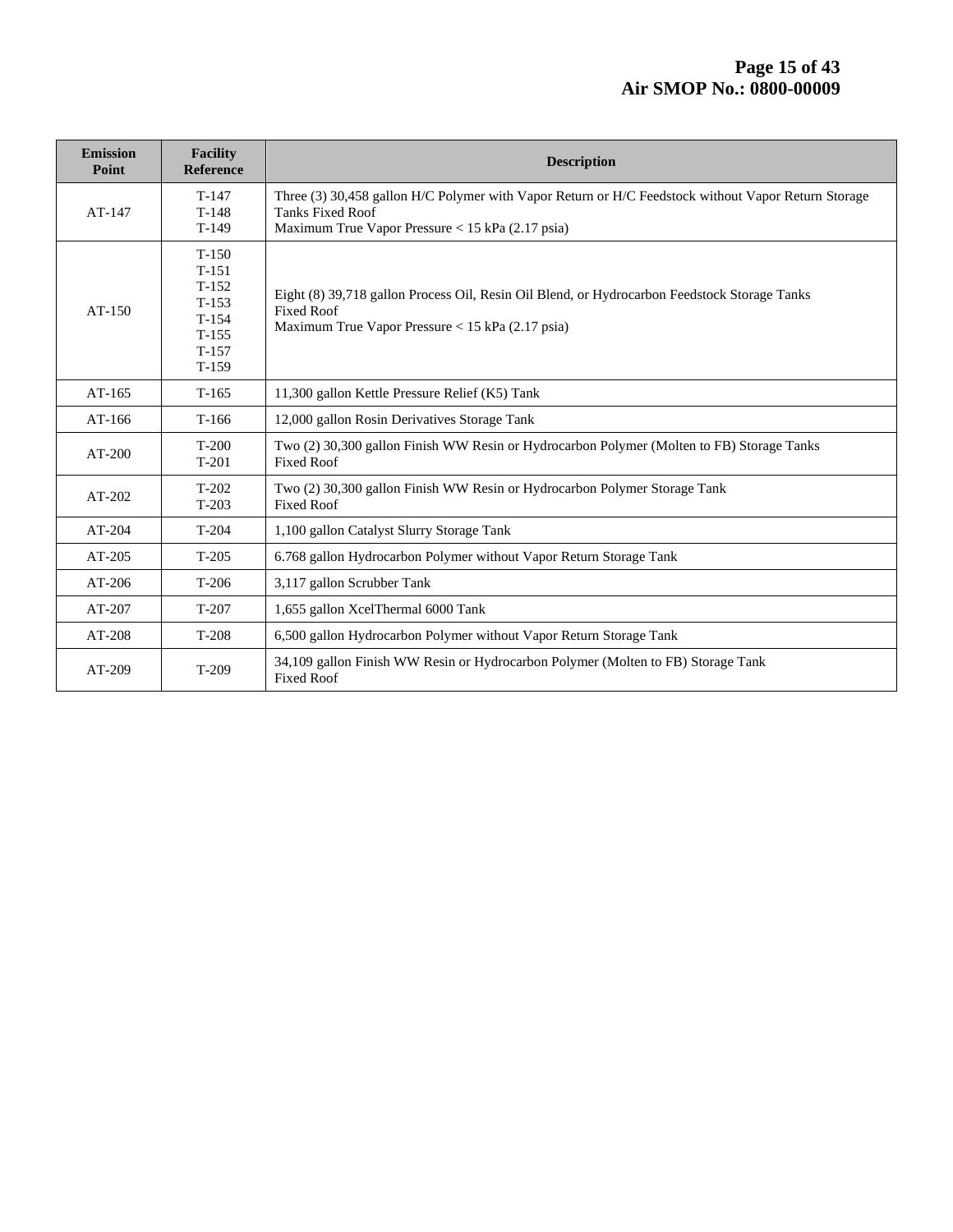| Emission Point | Facility Reference | Description |
|---|---|---|
| AT-147 | T-147<br>T-148<br>T-149 | Three (3) 30,458 gallon H/C Polymer with Vapor Return or H/C Feedstock without Vapor Return Storage Tanks Fixed Roof<br>Maximum True Vapor Pressure < 15 kPa (2.17 psia) |
| AT-150 | T-150<br>T-151<br>T-152<br>T-153<br>T-154<br>T-155<br>T-157<br>T-159 | Eight (8) 39,718 gallon Process Oil, Resin Oil Blend, or Hydrocarbon Feedstock Storage Tanks<br>Fixed Roof<br>Maximum True Vapor Pressure < 15 kPa (2.17 psia) |
| AT-165 | T-165 | 11,300 gallon Kettle Pressure Relief (K5) Tank |
| AT-166 | T-166 | 12,000 gallon Rosin Derivatives Storage Tank |
| AT-200 | T-200<br>T-201 | Two (2) 30,300 gallon Finish WW Resin or Hydrocarbon Polymer (Molten to FB) Storage Tanks<br>Fixed Roof |
| AT-202 | T-202<br>T-203 | Two (2) 30,300 gallon Finish WW Resin or Hydrocarbon Polymer Storage Tank<br>Fixed Roof |
| AT-204 | T-204 | 1,100 gallon Catalyst Slurry Storage Tank |
| AT-205 | T-205 | 6.768 gallon Hydrocarbon Polymer without Vapor Return Storage Tank |
| AT-206 | T-206 | 3,117 gallon Scrubber Tank |
| AT-207 | T-207 | 1,655 gallon XcelThermal 6000 Tank |
| AT-208 | T-208 | 6,500 gallon Hydrocarbon Polymer without Vapor Return Storage Tank |
| AT-209 | T-209 | 34,109 gallon Finish WW Resin or Hydrocarbon Polymer (Molten to FB) Storage Tank<br>Fixed Roof |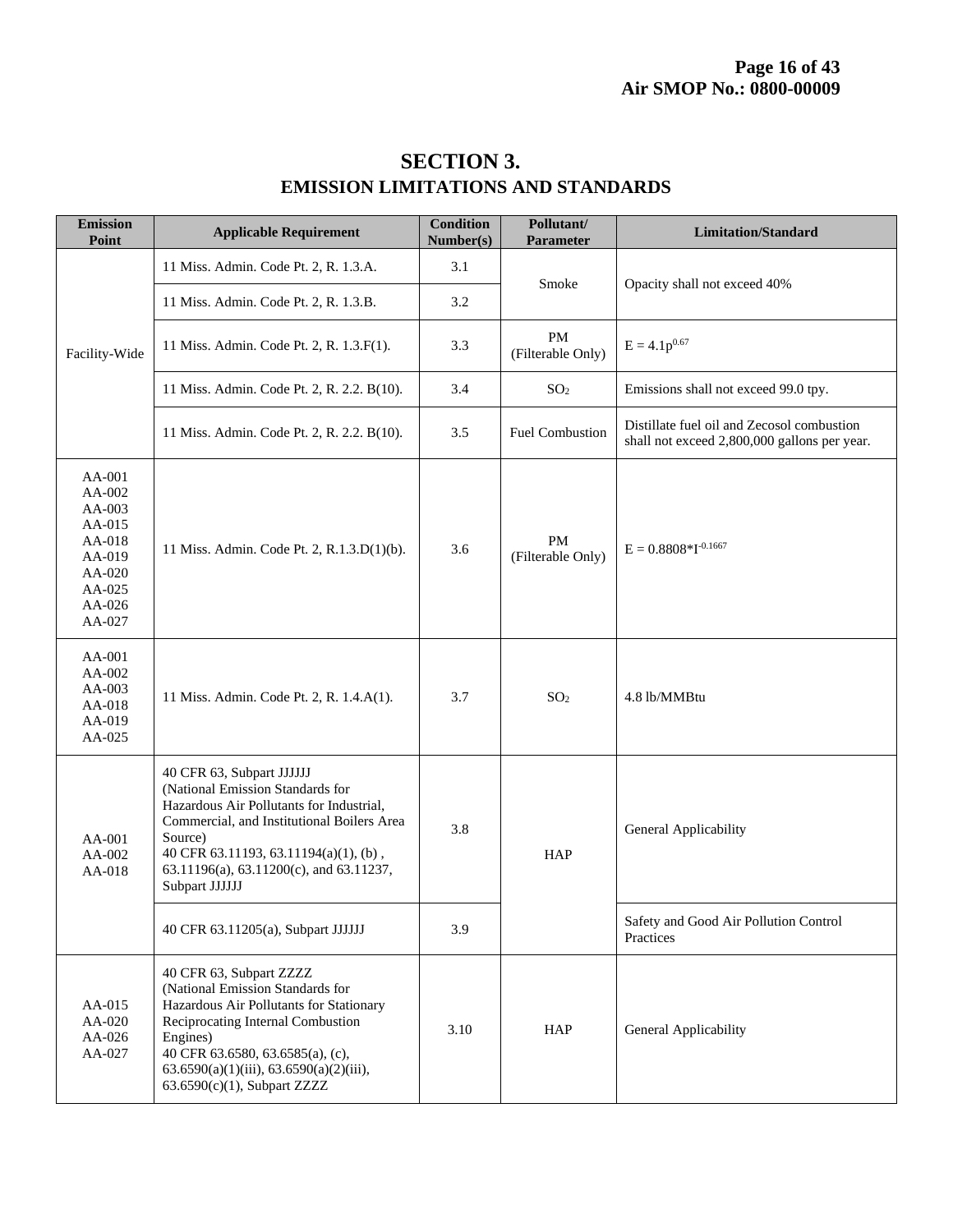# SECTION 3.
## EMISSION LIMITATIONS AND STANDARDS

| Emission Point | Applicable Requirement | Condition Number(s) | Pollutant/ Parameter | Limitation/Standard |
|---|---|---|---|---|
| Facility-Wide | 11 Miss. Admin. Code Pt. 2, R. 1.3.A. | 3.1 | Smoke | Opacity shall not exceed 40% |
| | 11 Miss. Admin. Code Pt. 2, R. 1.3.B. | 3.2 | | |
| | 11 Miss. Admin. Code Pt. 2, R. 1.3.F(1). | 3.3 | PM (Filterable Only) | $E = 4.1p^{0.67}$ |
| | 11 Miss. Admin. Code Pt. 2, R. 2.2. B(10). | 3.4 | $SO_2$ | Emissions shall not exceed 99.0 tpy. |
| | 11 Miss. Admin. Code Pt. 2, R. 2.2. B(10). | 3.5 | Fuel Combustion | Distillate fuel oil and Zecosol combustion shall not exceed 2,800,000 gallons per year. |
| AA-001<br>AA-002<br>AA-003<br>AA-015<br>AA-018<br>AA-019<br>AA-020<br>AA-025<br>AA-026<br>AA-027 | 11 Miss. Admin. Code Pt. 2, R.1.3.D(1)(b). | 3.6 | PM (Filterable Only) | $E = 0.8808*I^{-0.1667}$ |
| AA-001<br>AA-002<br>AA-003<br>AA-018<br>AA-019<br>AA-025 | 11 Miss. Admin. Code Pt. 2, R. 1.4.A(1). | 3.7 | $SO_2$ | 4.8 lb/MMBtu |
| AA-001<br>AA-002<br>AA-018 | 40 CFR 63, Subpart JJJJJJ (National Emission Standards for Hazardous Air Pollutants for Industrial, Commercial, and Institutional Boilers Area Source)<br>40 CFR 63.11193, 63.11194(a)(1), (b) , 63.11196(a), 63.11200(c), and 63.11237, Subpart JJJJJJ | 3.8 | HAP | General Applicability |
| | 40 CFR 63.11205(a), Subpart JJJJJJ | 3.9 | | Safety and Good Air Pollution Control Practices |
| AA-015<br>AA-020<br>AA-026<br>AA-027 | 40 CFR 63, Subpart ZZZZ (National Emission Standards for Hazardous Air Pollutants for Stationary Reciprocating Internal Combustion Engines)<br>40 CFR 63.6580, 63.6585(a), (c), 63.6590(a)(1)(iii), 63.6590(a)(2)(iii), 63.6590(c)(1), Subpart ZZZZ | 3.10 | HAP | General Applicability |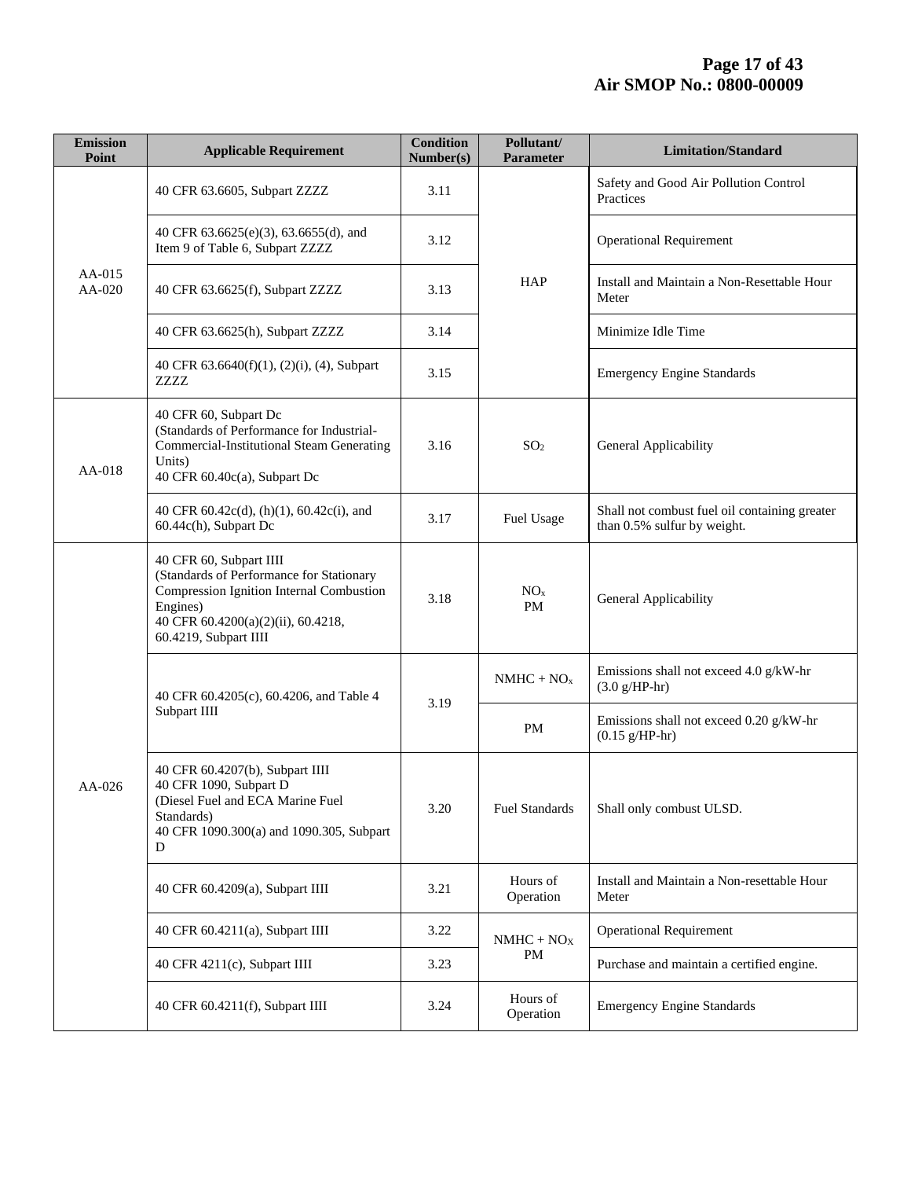| Emission Point | Applicable Requirement | Condition Number(s) | Pollutant/ Parameter | Limitation/Standard |
|---|---|---|---|---|
| AA-015<br>AA-020 | 40 CFR 63.6605, Subpart ZZZZ | 3.11 | HAP | Safety and Good Air Pollution Control Practices |
| | 40 CFR 63.6625(e)(3), 63.6655(d), and Item 9 of Table 6, Subpart ZZZZ | 3.12 | | Operational Requirement |
| | 40 CFR 63.6625(f), Subpart ZZZZ | 3.13 | | Install and Maintain a Non-Resettable Hour Meter |
| | 40 CFR 63.6625(h), Subpart ZZZZ | 3.14 | | Minimize Idle Time |
| | 40 CFR 63.6640(f)(1), (2)(i), (4), Subpart ZZZZ | 3.15 | | Emergency Engine Standards |
| AA-018 | 40 CFR 60, Subpart Dc<br>(Standards of Performance for Industrial-Commercial-Institutional Steam Generating Units)<br>40 CFR 60.40c(a), Subpart Dc | 3.16 | $SO_2$ | General Applicability |
| | 40 CFR 60.42c(d), (h)(1), 60.42c(i), and 60.44c(h), Subpart Dc | 3.17 | Fuel Usage | Shall not combust fuel oil containing greater than 0.5% sulfur by weight. |
| AA-026 | 40 CFR 60, Subpart IIII<br>(Standards of Performance for Stationary Compression Ignition Internal Combustion Engines)<br>40 CFR 60.4200(a)(2)(ii), 60.4218, 60.4219, Subpart IIII | 3.18 | $NO_x$<br>PM | General Applicability |
| | 40 CFR 60.4205(c), 60.4206, and Table 4 Subpart IIII | 3.19 | NMHC + $NO_x$ | Emissions shall not exceed 4.0 g/kW-hr (3.0 g/HP-hr) |
| | | | PM | Emissions shall not exceed 0.20 g/kW-hr (0.15 g/HP-hr) |
| | 40 CFR 60.4207(b), Subpart IIII<br>40 CFR 1090, Subpart D<br>(Diesel Fuel and ECA Marine Fuel Standards)<br>40 CFR 1090.300(a) and 1090.305, Subpart D | 3.20 | Fuel Standards | Shall only combust ULSD. |
| | 40 CFR 60.4209(a), Subpart IIII | 3.21 | Hours of Operation | Install and Maintain a Non-resettable Hour Meter |
| | 40 CFR 60.4211(a), Subpart IIII | 3.22 | NMHC + $NO_X$<br>PM | Operational Requirement |
| | 40 CFR 4211(c), Subpart IIII | 3.23 | | Purchase and maintain a certified engine. |
| | 40 CFR 60.4211(f), Subpart IIII | 3.24 | Hours of Operation | Emergency Engine Standards |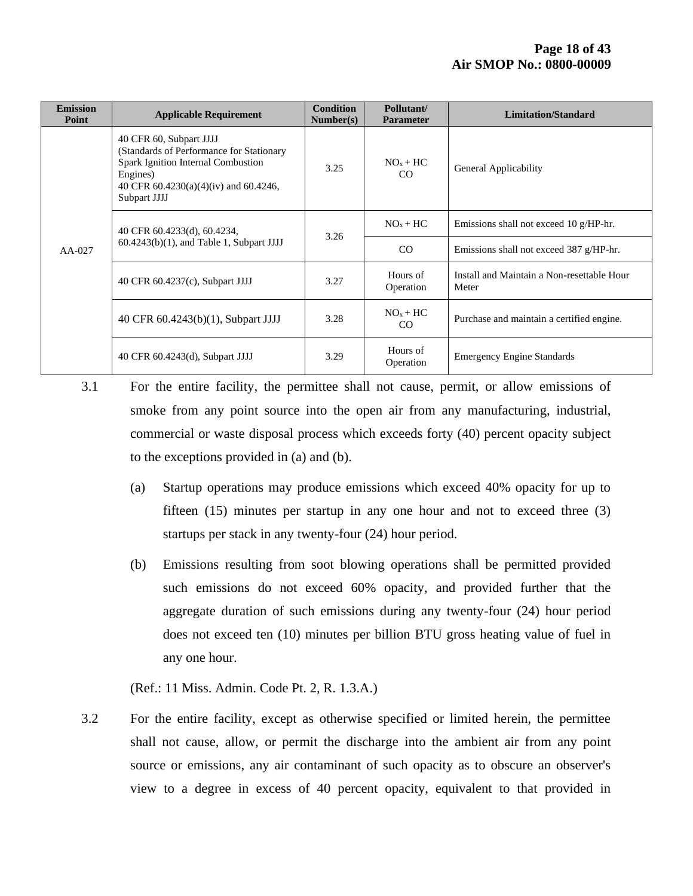| Emission Point | Applicable Requirement | Condition Number(s) | Pollutant/ Parameter | Limitation/Standard |
|---|---|---|---|---|
| AA-027 | 40 CFR 60, Subpart JJJJ (Standards of Performance for Stationary Spark Ignition Internal Combustion Engines) 40 CFR 60.4230(a)(4)(iv) and 60.4246, Subpart JJJJ | 3.25 | $NO_x$ + HC CO | General Applicability |
| | 40 CFR 60.4233(d), 60.4234, 60.4243(b)(1), and Table 1, Subpart JJJJ | 3.26 | $NO_x$ + HC | Emissions shall not exceed 10 g/HP-hr. |
| | | | CO | Emissions shall not exceed 387 g/HP-hr. |
| | 40 CFR 60.4237(c), Subpart JJJJ | 3.27 | Hours of Operation | Install and Maintain a Non-resettable Hour Meter |
| | 40 CFR 60.4243(b)(1), Subpart JJJJ | 3.28 | $NO_x$ + HC CO | Purchase and maintain a certified engine. |
| | 40 CFR 60.4243(d), Subpart JJJJ | 3.29 | Hours of Operation | Emergency Engine Standards |

3.1 For the entire facility, the permittee shall not cause, permit, or allow emissions of smoke from any point source into the open air from any manufacturing, industrial, commercial or waste disposal process which exceeds forty (40) percent opacity subject to the exceptions provided in (a) and (b).

(a) Startup operations may produce emissions which exceed 40% opacity for up to fifteen (15) minutes per startup in any one hour and not to exceed three (3) startups per stack in any twenty-four (24) hour period.

(b) Emissions resulting from soot blowing operations shall be permitted provided such emissions do not exceed 60% opacity, and provided further that the aggregate duration of such emissions during any twenty-four (24) hour period does not exceed ten (10) minutes per billion BTU gross heating value of fuel in any one hour.

(Ref.: 11 Miss. Admin. Code Pt. 2, R. 1.3.A.)

3.2 For the entire facility, except as otherwise specified or limited herein, the permittee shall not cause, allow, or permit the discharge into the ambient air from any point source or emissions, any air contaminant of such opacity as to obscure an observer's view to a degree in excess of 40 percent opacity, equivalent to that provided in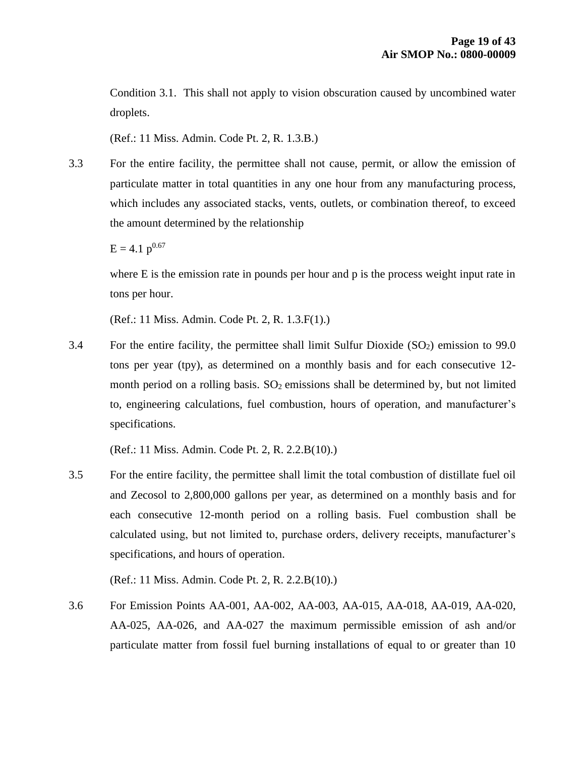Condition 3.1. This shall not apply to vision obscuration caused by uncombined water droplets.

(Ref.: 11 Miss. Admin. Code Pt. 2, R. 1.3.B.)

3.3 For the entire facility, the permittee shall not cause, permit, or allow the emission of particulate matter in total quantities in any one hour from any manufacturing process, which includes any associated stacks, vents, outlets, or combination thereof, to exceed the amount determined by the relationship

$E = 4.1\ p^{0.67}$

where E is the emission rate in pounds per hour and p is the process weight input rate in tons per hour.

(Ref.: 11 Miss. Admin. Code Pt. 2, R. 1.3.F(1).)

3.4 For the entire facility, the permittee shall limit Sulfur Dioxide ($SO_2$) emission to 99.0 tons per year (tpy), as determined on a monthly basis and for each consecutive 12-month period on a rolling basis. $SO_2$ emissions shall be determined by, but not limited to, engineering calculations, fuel combustion, hours of operation, and manufacturer's specifications.

(Ref.: 11 Miss. Admin. Code Pt. 2, R. 2.2.B(10).)

3.5 For the entire facility, the permittee shall limit the total combustion of distillate fuel oil and Zecosol to 2,800,000 gallons per year, as determined on a monthly basis and for each consecutive 12-month period on a rolling basis. Fuel combustion shall be calculated using, but not limited to, purchase orders, delivery receipts, manufacturer's specifications, and hours of operation.

(Ref.: 11 Miss. Admin. Code Pt. 2, R. 2.2.B(10).)

3.6 For Emission Points AA-001, AA-002, AA-003, AA-015, AA-018, AA-019, AA-020, AA-025, AA-026, and AA-027 the maximum permissible emission of ash and/or particulate matter from fossil fuel burning installations of equal to or greater than 10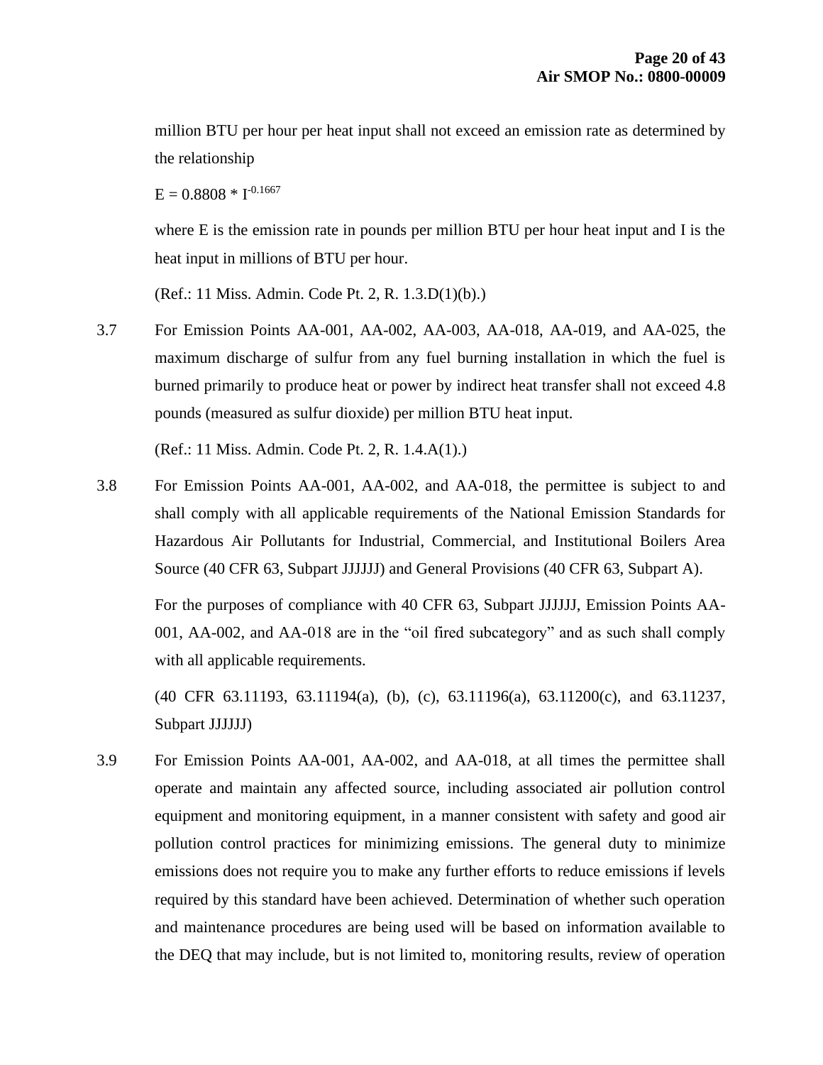million BTU per hour per heat input shall not exceed an emission rate as determined by the relationship

$$E = 0.8808 * I^{-0.1667}$$

where E is the emission rate in pounds per million BTU per hour heat input and I is the heat input in millions of BTU per hour.

(Ref.: 11 Miss. Admin. Code Pt. 2, R. 1.3.D(1)(b).)

3.7 For Emission Points AA-001, AA-002, AA-003, AA-018, AA-019, and AA-025, the maximum discharge of sulfur from any fuel burning installation in which the fuel is burned primarily to produce heat or power by indirect heat transfer shall not exceed 4.8 pounds (measured as sulfur dioxide) per million BTU heat input.

(Ref.: 11 Miss. Admin. Code Pt. 2, R. 1.4.A(1).)

3.8 For Emission Points AA-001, AA-002, and AA-018, the permittee is subject to and shall comply with all applicable requirements of the National Emission Standards for Hazardous Air Pollutants for Industrial, Commercial, and Institutional Boilers Area Source (40 CFR 63, Subpart JJJJJJ) and General Provisions (40 CFR 63, Subpart A).

For the purposes of compliance with 40 CFR 63, Subpart JJJJJJ, Emission Points AA-001, AA-002, and AA-018 are in the "oil fired subcategory" and as such shall comply with all applicable requirements.

(40 CFR 63.11193, 63.11194(a), (b), (c), 63.11196(a), 63.11200(c), and 63.11237, Subpart JJJJJJ)

3.9 For Emission Points AA-001, AA-002, and AA-018, at all times the permittee shall operate and maintain any affected source, including associated air pollution control equipment and monitoring equipment, in a manner consistent with safety and good air pollution control practices for minimizing emissions. The general duty to minimize emissions does not require you to make any further efforts to reduce emissions if levels required by this standard have been achieved. Determination of whether such operation and maintenance procedures are being used will be based on information available to the DEQ that may include, but is not limited to, monitoring results, review of operation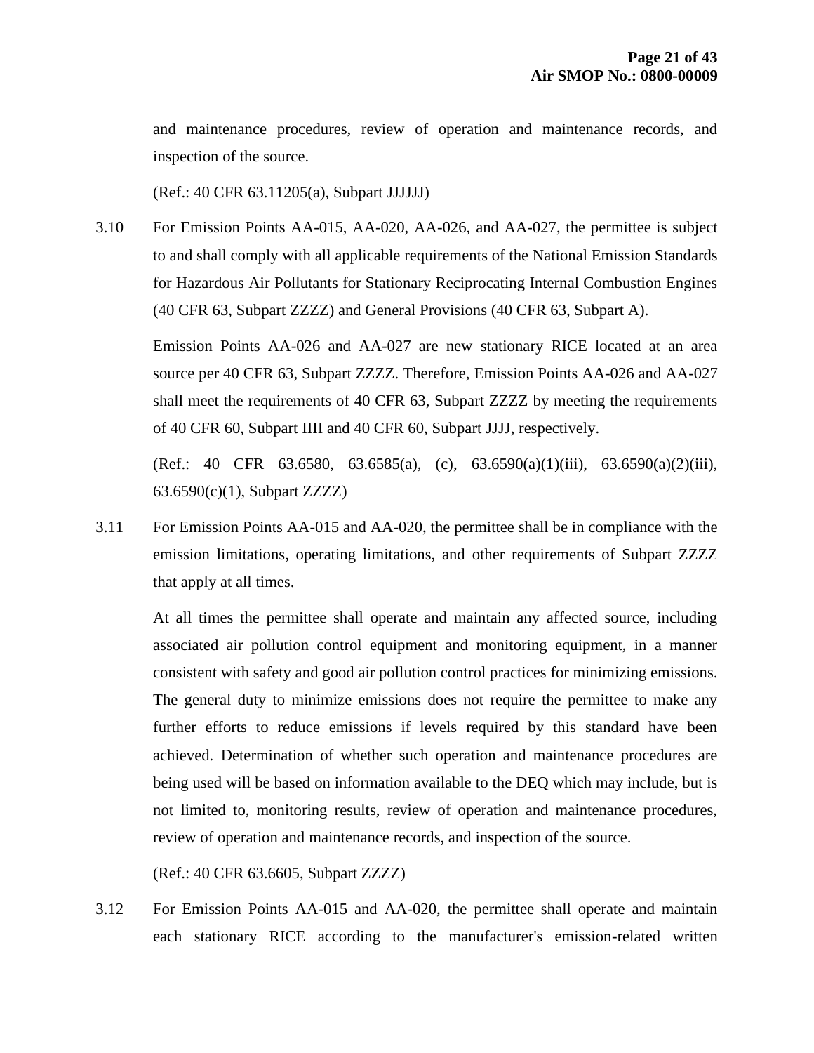and maintenance procedures, review of operation and maintenance records, and inspection of the source.

(Ref.: 40 CFR 63.11205(a), Subpart JJJJJJ)

3.10 For Emission Points AA-015, AA-020, AA-026, and AA-027, the permittee is subject to and shall comply with all applicable requirements of the National Emission Standards for Hazardous Air Pollutants for Stationary Reciprocating Internal Combustion Engines (40 CFR 63, Subpart ZZZZ) and General Provisions (40 CFR 63, Subpart A).

Emission Points AA-026 and AA-027 are new stationary RICE located at an area source per 40 CFR 63, Subpart ZZZZ. Therefore, Emission Points AA-026 and AA-027 shall meet the requirements of 40 CFR 63, Subpart ZZZZ by meeting the requirements of 40 CFR 60, Subpart IIII and 40 CFR 60, Subpart JJJJ, respectively.

(Ref.: 40 CFR 63.6580, 63.6585(a), (c), 63.6590(a)(1)(iii), 63.6590(a)(2)(iii), 63.6590(c)(1), Subpart ZZZZ)

3.11 For Emission Points AA-015 and AA-020, the permittee shall be in compliance with the emission limitations, operating limitations, and other requirements of Subpart ZZZZ that apply at all times.

At all times the permittee shall operate and maintain any affected source, including associated air pollution control equipment and monitoring equipment, in a manner consistent with safety and good air pollution control practices for minimizing emissions. The general duty to minimize emissions does not require the permittee to make any further efforts to reduce emissions if levels required by this standard have been achieved. Determination of whether such operation and maintenance procedures are being used will be based on information available to the DEQ which may include, but is not limited to, monitoring results, review of operation and maintenance procedures, review of operation and maintenance records, and inspection of the source.

(Ref.: 40 CFR 63.6605, Subpart ZZZZ)

3.12 For Emission Points AA-015 and AA-020, the permittee shall operate and maintain each stationary RICE according to the manufacturer's emission-related written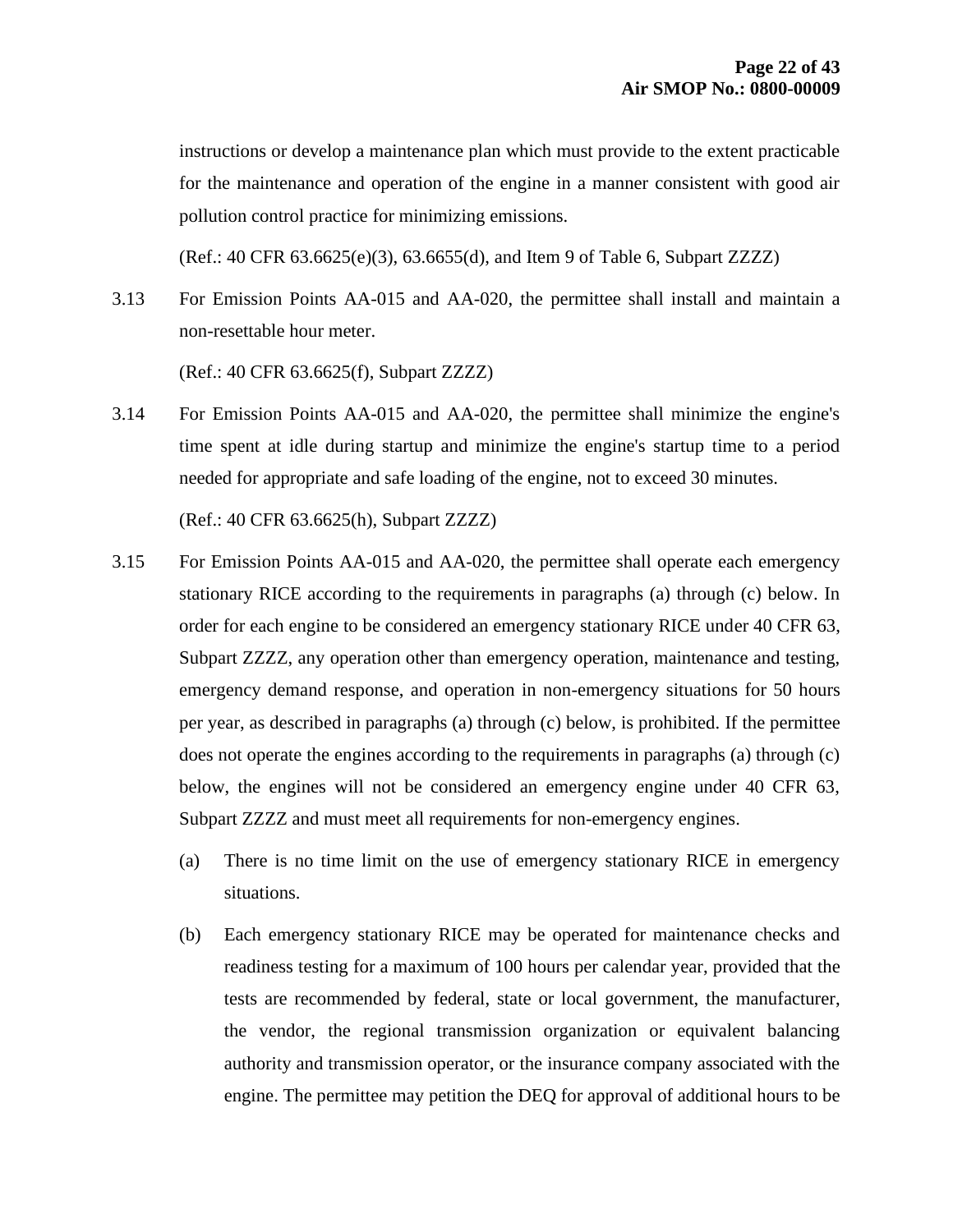instructions or develop a maintenance plan which must provide to the extent practicable for the maintenance and operation of the engine in a manner consistent with good air pollution control practice for minimizing emissions.

(Ref.: 40 CFR 63.6625(e)(3), 63.6655(d), and Item 9 of Table 6, Subpart ZZZZ)

3.13 For Emission Points AA-015 and AA-020, the permittee shall install and maintain a non-resettable hour meter.

(Ref.: 40 CFR 63.6625(f), Subpart ZZZZ)

3.14 For Emission Points AA-015 and AA-020, the permittee shall minimize the engine's time spent at idle during startup and minimize the engine's startup time to a period needed for appropriate and safe loading of the engine, not to exceed 30 minutes.

(Ref.: 40 CFR 63.6625(h), Subpart ZZZZ)

3.15 For Emission Points AA-015 and AA-020, the permittee shall operate each emergency stationary RICE according to the requirements in paragraphs (a) through (c) below. In order for each engine to be considered an emergency stationary RICE under 40 CFR 63, Subpart ZZZZ, any operation other than emergency operation, maintenance and testing, emergency demand response, and operation in non-emergency situations for 50 hours per year, as described in paragraphs (a) through (c) below, is prohibited. If the permittee does not operate the engines according to the requirements in paragraphs (a) through (c) below, the engines will not be considered an emergency engine under 40 CFR 63, Subpart ZZZZ and must meet all requirements for non-emergency engines.

(a) There is no time limit on the use of emergency stationary RICE in emergency situations.

(b) Each emergency stationary RICE may be operated for maintenance checks and readiness testing for a maximum of 100 hours per calendar year, provided that the tests are recommended by federal, state or local government, the manufacturer, the vendor, the regional transmission organization or equivalent balancing authority and transmission operator, or the insurance company associated with the engine. The permittee may petition the DEQ for approval of additional hours to be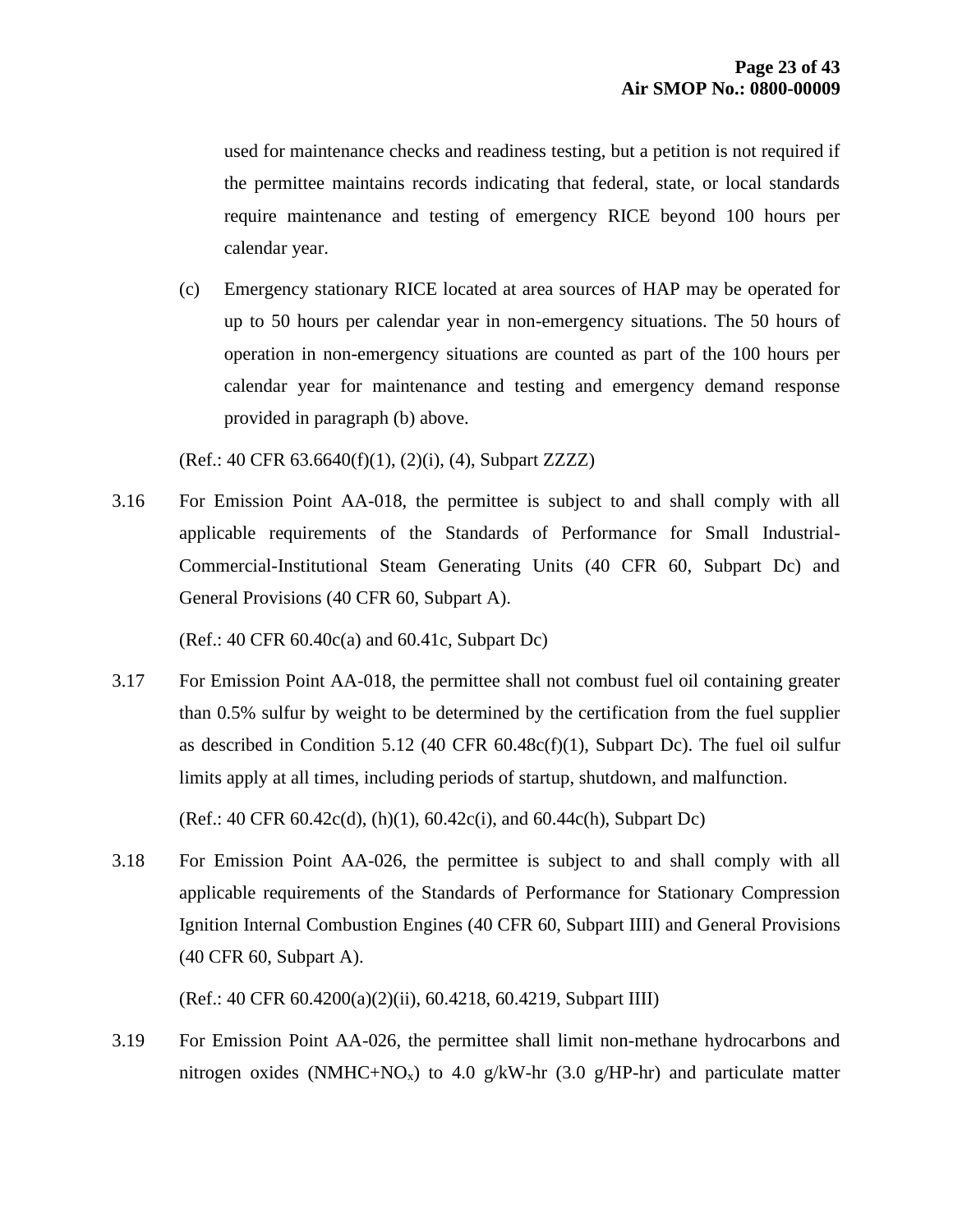used for maintenance checks and readiness testing, but a petition is not required if the permittee maintains records indicating that federal, state, or local standards require maintenance and testing of emergency RICE beyond 100 hours per calendar year.

(c) Emergency stationary RICE located at area sources of HAP may be operated for up to 50 hours per calendar year in non-emergency situations. The 50 hours of operation in non-emergency situations are counted as part of the 100 hours per calendar year for maintenance and testing and emergency demand response provided in paragraph (b) above.

(Ref.: 40 CFR 63.6640(f)(1), (2)(i), (4), Subpart ZZZZ)

3.16 For Emission Point AA-018, the permittee is subject to and shall comply with all applicable requirements of the Standards of Performance for Small Industrial-Commercial-Institutional Steam Generating Units (40 CFR 60, Subpart Dc) and General Provisions (40 CFR 60, Subpart A).

(Ref.: 40 CFR 60.40c(a) and 60.41c, Subpart Dc)

3.17 For Emission Point AA-018, the permittee shall not combust fuel oil containing greater than 0.5% sulfur by weight to be determined by the certification from the fuel supplier as described in Condition 5.12 (40 CFR 60.48c(f)(1), Subpart Dc). The fuel oil sulfur limits apply at all times, including periods of startup, shutdown, and malfunction.

(Ref.: 40 CFR 60.42c(d), (h)(1), 60.42c(i), and 60.44c(h), Subpart Dc)

3.18 For Emission Point AA-026, the permittee is subject to and shall comply with all applicable requirements of the Standards of Performance for Stationary Compression Ignition Internal Combustion Engines (40 CFR 60, Subpart IIII) and General Provisions (40 CFR 60, Subpart A).

(Ref.: 40 CFR 60.4200(a)(2)(ii), 60.4218, 60.4219, Subpart IIII)

3.19 For Emission Point AA-026, the permittee shall limit non-methane hydrocarbons and nitrogen oxides ($NMHC+NO_x$) to 4.0 g/kW-hr (3.0 g/HP-hr) and particulate matter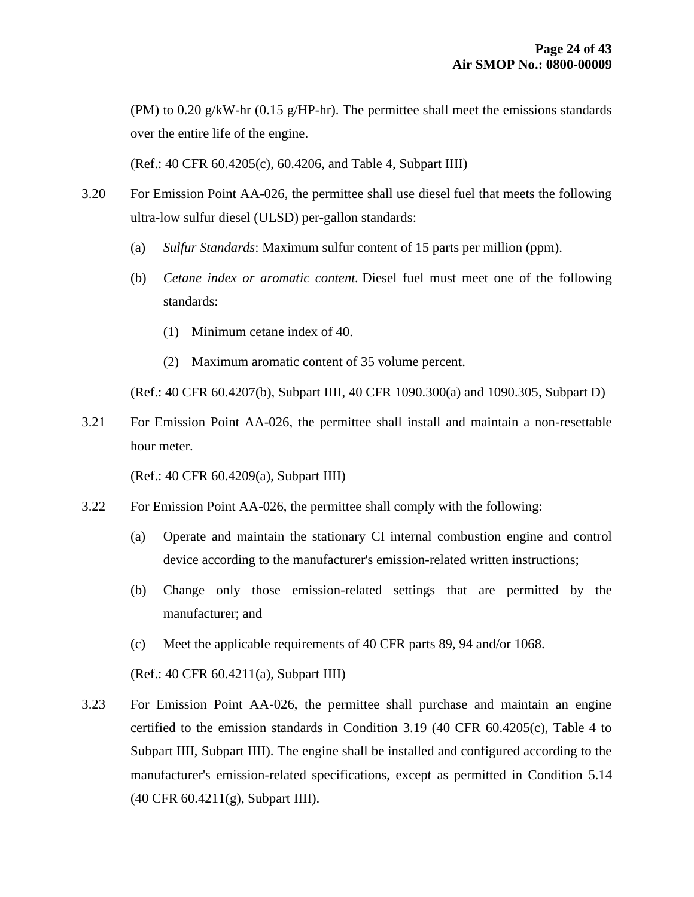(PM) to 0.20 g/kW-hr (0.15 g/HP-hr). The permittee shall meet the emissions standards over the entire life of the engine.

(Ref.: 40 CFR 60.4205(c), 60.4206, and Table 4, Subpart IIII)

3.20 For Emission Point AA-026, the permittee shall use diesel fuel that meets the following ultra-low sulfur diesel (ULSD) per-gallon standards:

(a) *Sulfur Standards*: Maximum sulfur content of 15 parts per million (ppm).

(b) *Cetane index or aromatic content.* Diesel fuel must meet one of the following standards:

(1) Minimum cetane index of 40.

(2) Maximum aromatic content of 35 volume percent.

(Ref.: 40 CFR 60.4207(b), Subpart IIII, 40 CFR 1090.300(a) and 1090.305, Subpart D)

3.21 For Emission Point AA-026, the permittee shall install and maintain a non-resettable hour meter.

(Ref.: 40 CFR 60.4209(a), Subpart IIII)

3.22 For Emission Point AA-026, the permittee shall comply with the following:

(a) Operate and maintain the stationary CI internal combustion engine and control device according to the manufacturer's emission-related written instructions;

(b) Change only those emission-related settings that are permitted by the manufacturer; and

(c) Meet the applicable requirements of 40 CFR parts 89, 94 and/or 1068.

(Ref.: 40 CFR 60.4211(a), Subpart IIII)

3.23 For Emission Point AA-026, the permittee shall purchase and maintain an engine certified to the emission standards in Condition 3.19 (40 CFR 60.4205(c), Table 4 to Subpart IIII, Subpart IIII). The engine shall be installed and configured according to the manufacturer's emission-related specifications, except as permitted in Condition 5.14 (40 CFR 60.4211(g), Subpart IIII).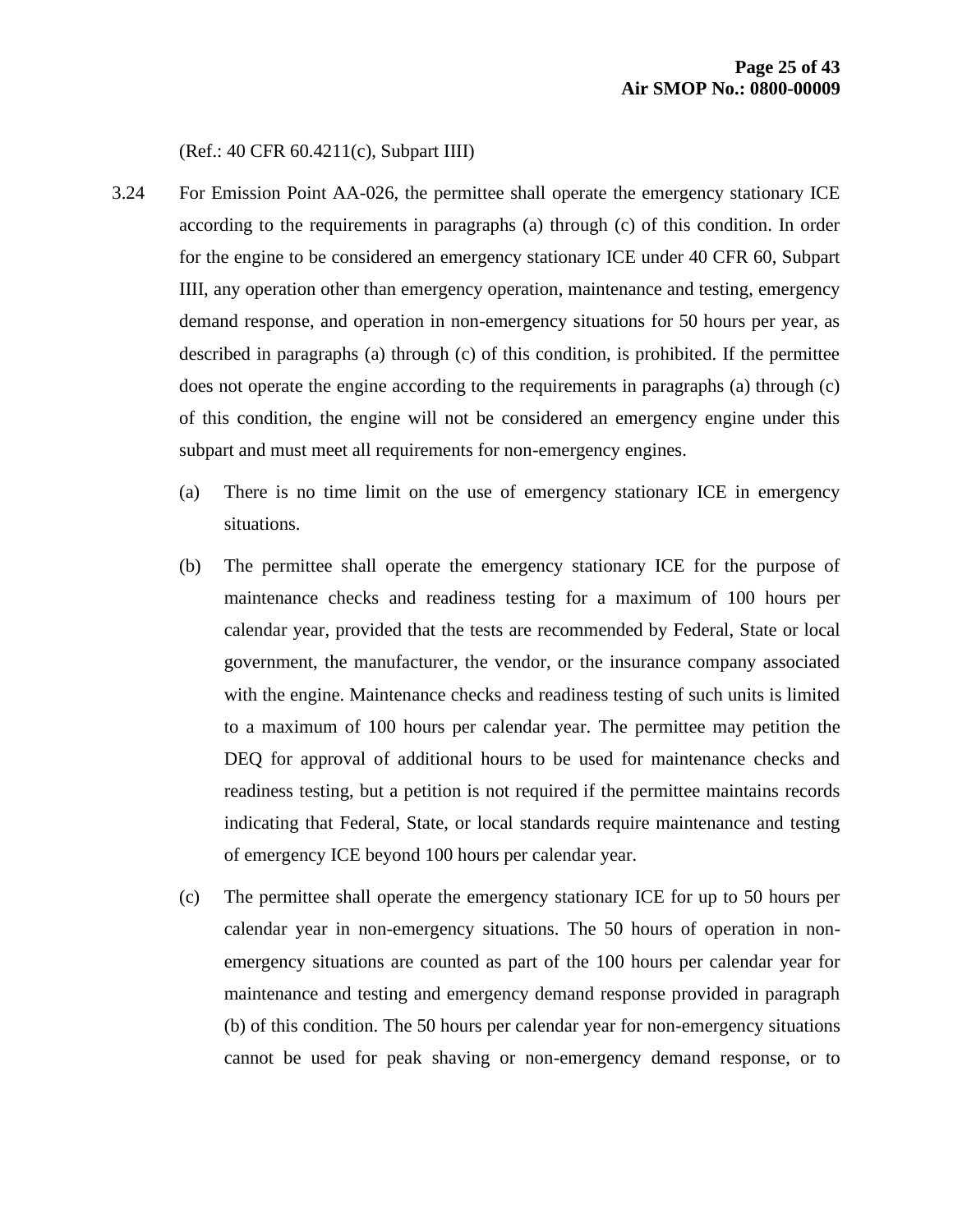(Ref.: 40 CFR 60.4211(c), Subpart IIII)

3.24 For Emission Point AA-026, the permittee shall operate the emergency stationary ICE according to the requirements in paragraphs (a) through (c) of this condition. In order for the engine to be considered an emergency stationary ICE under 40 CFR 60, Subpart IIII, any operation other than emergency operation, maintenance and testing, emergency demand response, and operation in non-emergency situations for 50 hours per year, as described in paragraphs (a) through (c) of this condition, is prohibited. If the permittee does not operate the engine according to the requirements in paragraphs (a) through (c) of this condition, the engine will not be considered an emergency engine under this subpart and must meet all requirements for non-emergency engines.

(a) There is no time limit on the use of emergency stationary ICE in emergency situations.

(b) The permittee shall operate the emergency stationary ICE for the purpose of maintenance checks and readiness testing for a maximum of 100 hours per calendar year, provided that the tests are recommended by Federal, State or local government, the manufacturer, the vendor, or the insurance company associated with the engine. Maintenance checks and readiness testing of such units is limited to a maximum of 100 hours per calendar year. The permittee may petition the DEQ for approval of additional hours to be used for maintenance checks and readiness testing, but a petition is not required if the permittee maintains records indicating that Federal, State, or local standards require maintenance and testing of emergency ICE beyond 100 hours per calendar year.

(c) The permittee shall operate the emergency stationary ICE for up to 50 hours per calendar year in non-emergency situations. The 50 hours of operation in non-emergency situations are counted as part of the 100 hours per calendar year for maintenance and testing and emergency demand response provided in paragraph (b) of this condition. The 50 hours per calendar year for non-emergency situations cannot be used for peak shaving or non-emergency demand response, or to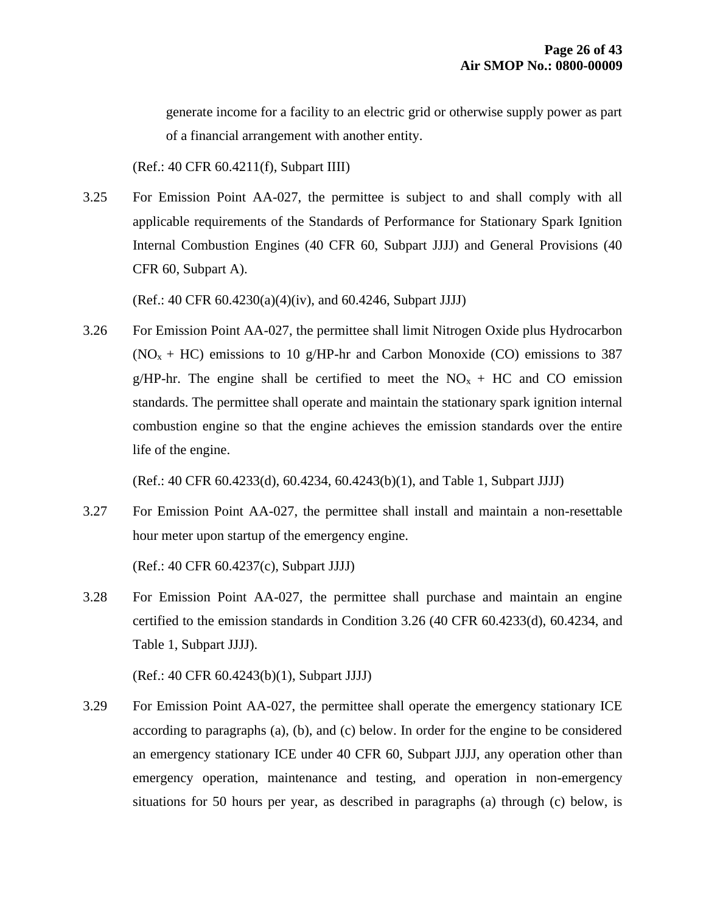generate income for a facility to an electric grid or otherwise supply power as part of a financial arrangement with another entity.

(Ref.: 40 CFR 60.4211(f), Subpart IIII)

3.25 For Emission Point AA-027, the permittee is subject to and shall comply with all applicable requirements of the Standards of Performance for Stationary Spark Ignition Internal Combustion Engines (40 CFR 60, Subpart JJJJ) and General Provisions (40 CFR 60, Subpart A).

(Ref.: 40 CFR 60.4230(a)(4)(iv), and 60.4246, Subpart JJJJ)

3.26 For Emission Point AA-027, the permittee shall limit Nitrogen Oxide plus Hydrocarbon ($NO_x$ + HC) emissions to 10 g/HP-hr and Carbon Monoxide (CO) emissions to 387 g/HP-hr. The engine shall be certified to meet the $NO_x$ + HC and CO emission standards. The permittee shall operate and maintain the stationary spark ignition internal combustion engine so that the engine achieves the emission standards over the entire life of the engine.

(Ref.: 40 CFR 60.4233(d), 60.4234, 60.4243(b)(1), and Table 1, Subpart JJJJ)

3.27 For Emission Point AA-027, the permittee shall install and maintain a non-resettable hour meter upon startup of the emergency engine.

(Ref.: 40 CFR 60.4237(c), Subpart JJJJ)

3.28 For Emission Point AA-027, the permittee shall purchase and maintain an engine certified to the emission standards in Condition 3.26 (40 CFR 60.4233(d), 60.4234, and Table 1, Subpart JJJJ).

(Ref.: 40 CFR 60.4243(b)(1), Subpart JJJJ)

3.29 For Emission Point AA-027, the permittee shall operate the emergency stationary ICE according to paragraphs (a), (b), and (c) below. In order for the engine to be considered an emergency stationary ICE under 40 CFR 60, Subpart JJJJ, any operation other than emergency operation, maintenance and testing, and operation in non-emergency situations for 50 hours per year, as described in paragraphs (a) through (c) below, is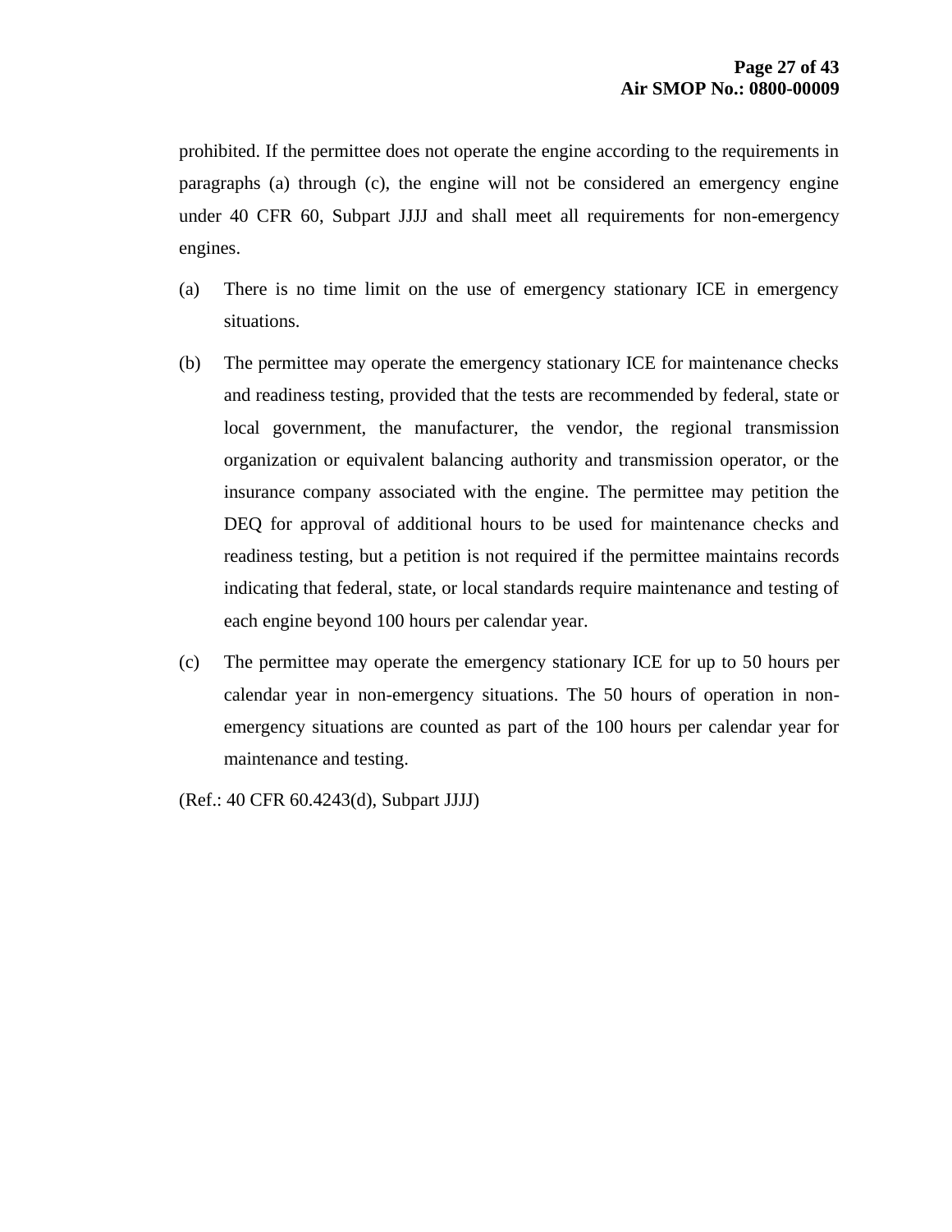prohibited. If the permittee does not operate the engine according to the requirements in paragraphs (a) through (c), the engine will not be considered an emergency engine under 40 CFR 60, Subpart JJJJ and shall meet all requirements for non-emergency engines.

(a) There is no time limit on the use of emergency stationary ICE in emergency situations.

(b) The permittee may operate the emergency stationary ICE for maintenance checks and readiness testing, provided that the tests are recommended by federal, state or local government, the manufacturer, the vendor, the regional transmission organization or equivalent balancing authority and transmission operator, or the insurance company associated with the engine. The permittee may petition the DEQ for approval of additional hours to be used for maintenance checks and readiness testing, but a petition is not required if the permittee maintains records indicating that federal, state, or local standards require maintenance and testing of each engine beyond 100 hours per calendar year.

(c) The permittee may operate the emergency stationary ICE for up to 50 hours per calendar year in non-emergency situations. The 50 hours of operation in non-emergency situations are counted as part of the 100 hours per calendar year for maintenance and testing.

(Ref.: 40 CFR 60.4243(d), Subpart JJJJ)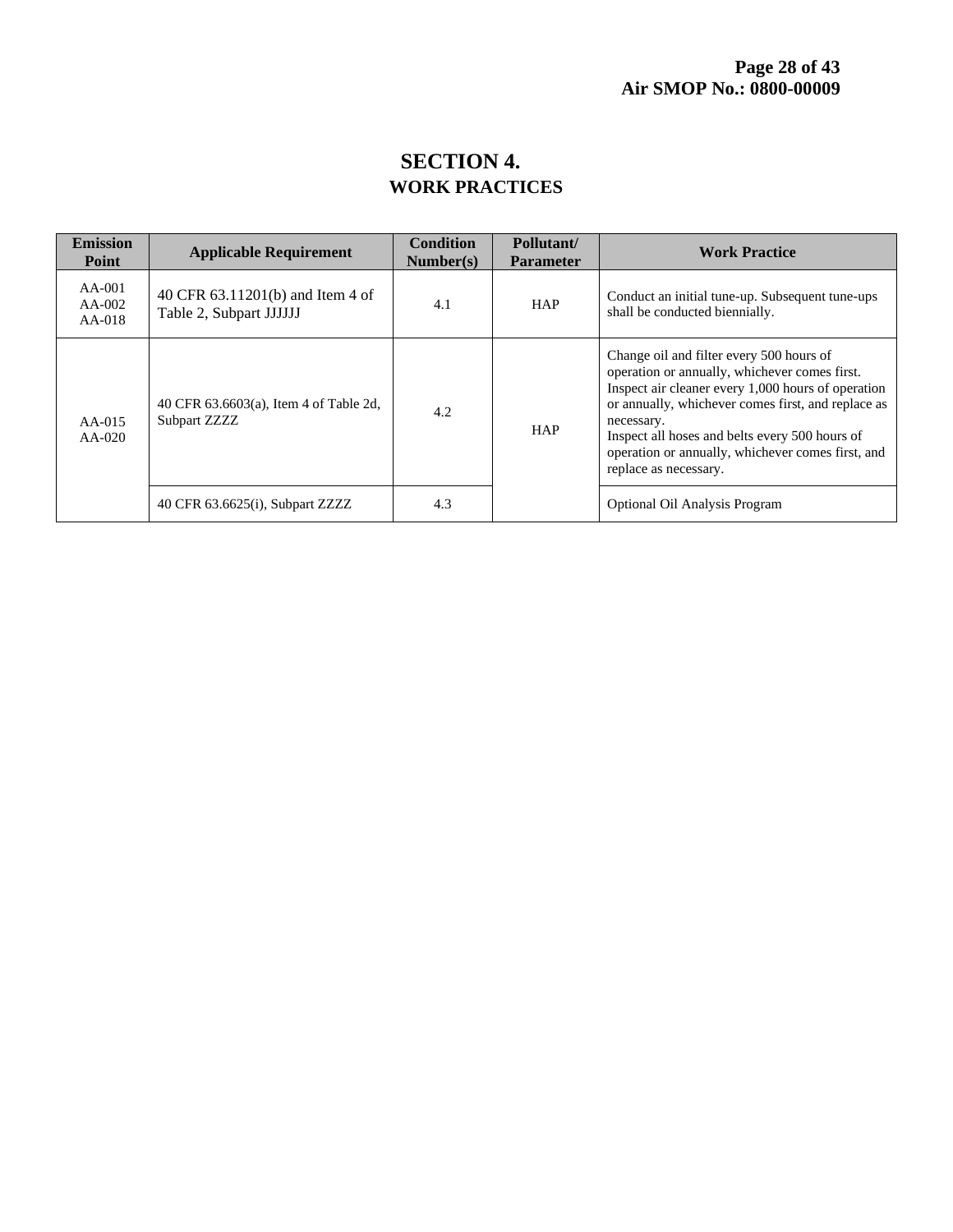# SECTION 4.
## WORK PRACTICES

| Emission Point | Applicable Requirement | Condition Number(s) | Pollutant/ Parameter | Work Practice |
|---|---|---|---|---|
| AA-001<br>AA-002<br>AA-018 | 40 CFR 63.11201(b) and Item 4 of Table 2, Subpart JJJJJJ | 4.1 | HAP | Conduct an initial tune-up. Subsequent tune-ups shall be conducted biennially. |
| AA-015<br>AA-020 | 40 CFR 63.6603(a), Item 4 of Table 2d, Subpart ZZZZ | 4.2 | HAP | Change oil and filter every 500 hours of operation or annually, whichever comes first.<br>Inspect air cleaner every 1,000 hours of operation or annually, whichever comes first, and replace as necessary.<br>Inspect all hoses and belts every 500 hours of operation or annually, whichever comes first, and replace as necessary. |
| | 40 CFR 63.6625(i), Subpart ZZZZ | 4.3 | | Optional Oil Analysis Program |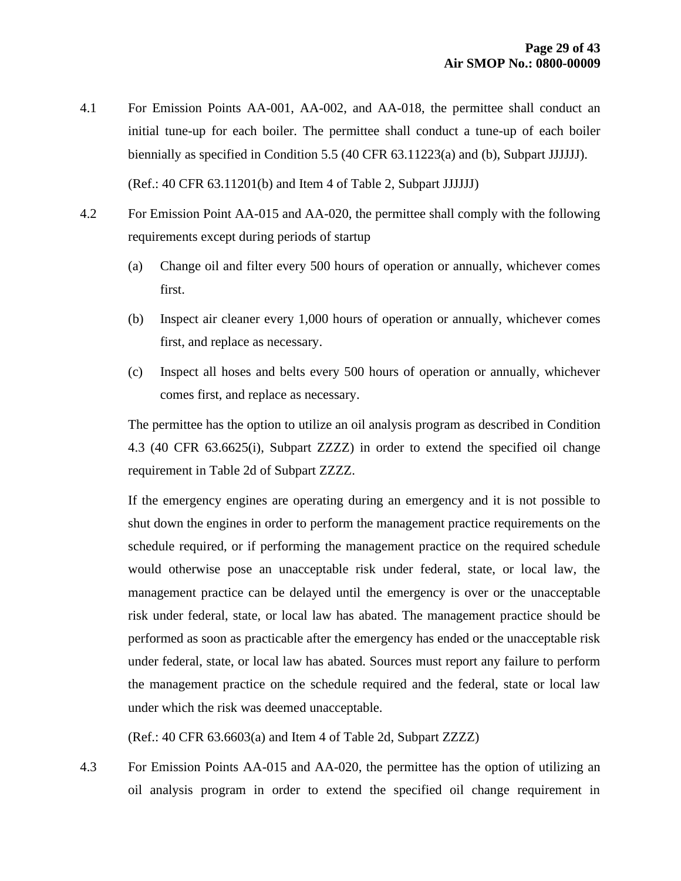4.1 For Emission Points AA-001, AA-002, and AA-018, the permittee shall conduct an initial tune-up for each boiler. The permittee shall conduct a tune-up of each boiler biennially as specified in Condition 5.5 (40 CFR 63.11223(a) and (b), Subpart JJJJJJ).

(Ref.: 40 CFR 63.11201(b) and Item 4 of Table 2, Subpart JJJJJJ)

4.2 For Emission Point AA-015 and AA-020, the permittee shall comply with the following requirements except during periods of startup

(a) Change oil and filter every 500 hours of operation or annually, whichever comes first.

(b) Inspect air cleaner every 1,000 hours of operation or annually, whichever comes first, and replace as necessary.

(c) Inspect all hoses and belts every 500 hours of operation or annually, whichever comes first, and replace as necessary.

The permittee has the option to utilize an oil analysis program as described in Condition 4.3 (40 CFR 63.6625(i), Subpart ZZZZ) in order to extend the specified oil change requirement in Table 2d of Subpart ZZZZ.

If the emergency engines are operating during an emergency and it is not possible to shut down the engines in order to perform the management practice requirements on the schedule required, or if performing the management practice on the required schedule would otherwise pose an unacceptable risk under federal, state, or local law, the management practice can be delayed until the emergency is over or the unacceptable risk under federal, state, or local law has abated. The management practice should be performed as soon as practicable after the emergency has ended or the unacceptable risk under federal, state, or local law has abated. Sources must report any failure to perform the management practice on the schedule required and the federal, state or local law under which the risk was deemed unacceptable.

(Ref.: 40 CFR 63.6603(a) and Item 4 of Table 2d, Subpart ZZZZ)

4.3 For Emission Points AA-015 and AA-020, the permittee has the option of utilizing an oil analysis program in order to extend the specified oil change requirement in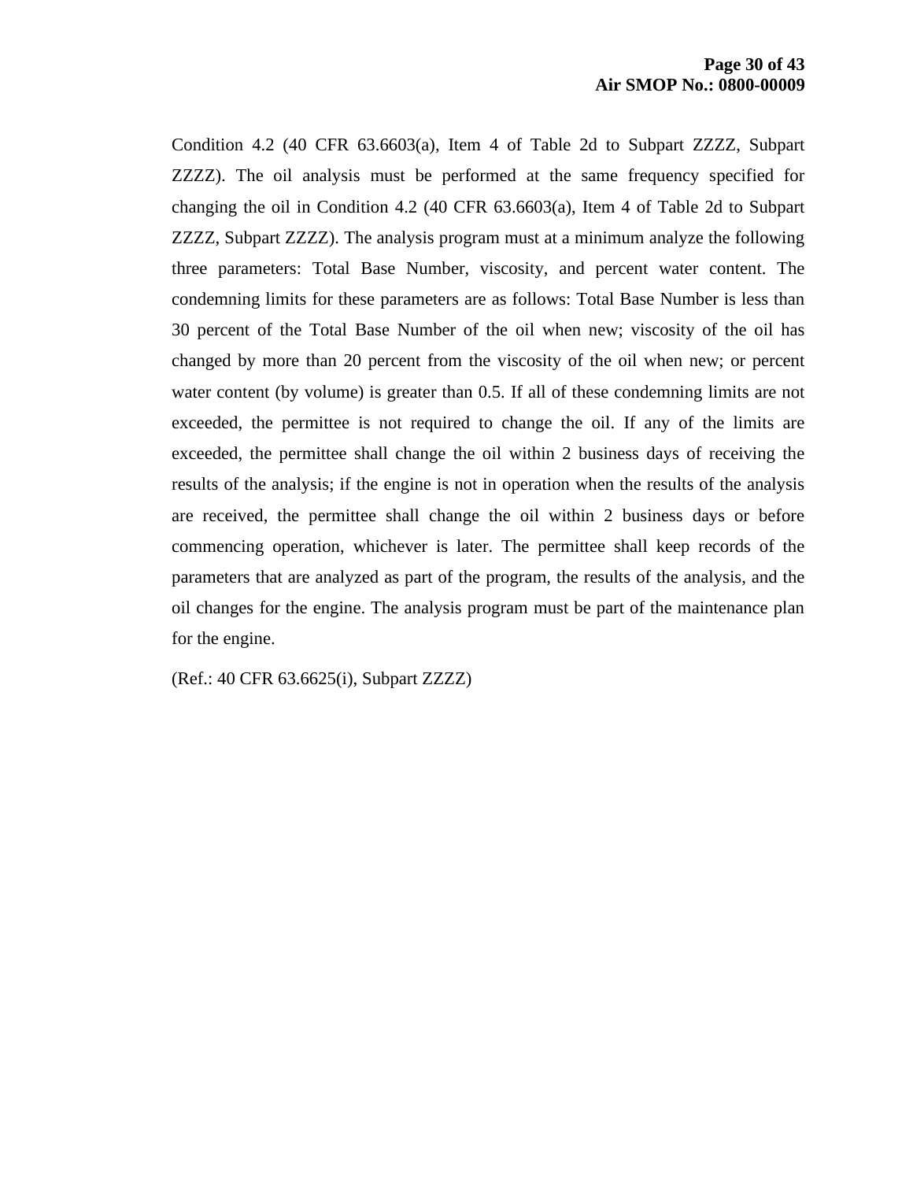Condition 4.2 (40 CFR 63.6603(a), Item 4 of Table 2d to Subpart ZZZZ, Subpart ZZZZ). The oil analysis must be performed at the same frequency specified for changing the oil in Condition 4.2 (40 CFR 63.6603(a), Item 4 of Table 2d to Subpart ZZZZ, Subpart ZZZZ). The analysis program must at a minimum analyze the following three parameters: Total Base Number, viscosity, and percent water content. The condemning limits for these parameters are as follows: Total Base Number is less than 30 percent of the Total Base Number of the oil when new; viscosity of the oil has changed by more than 20 percent from the viscosity of the oil when new; or percent water content (by volume) is greater than 0.5. If all of these condemning limits are not exceeded, the permittee is not required to change the oil. If any of the limits are exceeded, the permittee shall change the oil within 2 business days of receiving the results of the analysis; if the engine is not in operation when the results of the analysis are received, the permittee shall change the oil within 2 business days or before commencing operation, whichever is later. The permittee shall keep records of the parameters that are analyzed as part of the program, the results of the analysis, and the oil changes for the engine. The analysis program must be part of the maintenance plan for the engine.

(Ref.: 40 CFR 63.6625(i), Subpart ZZZZ)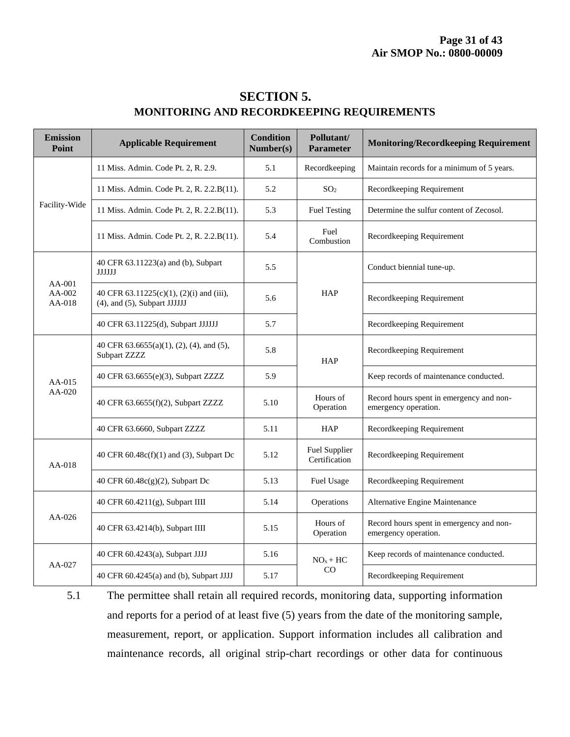# SECTION 5.
## MONITORING AND RECORDKEEPING REQUIREMENTS

| Emission Point | Applicable Requirement | Condition Number(s) | Pollutant/ Parameter | Monitoring/Recordkeeping Requirement |
|---|---|---|---|---|
| Facility-Wide | 11 Miss. Admin. Code Pt. 2, R. 2.9. | 5.1 | Recordkeeping | Maintain records for a minimum of 5 years. |
| | 11 Miss. Admin. Code Pt. 2, R. 2.2.B(11). | 5.2 | $SO_2$ | Recordkeeping Requirement |
| | 11 Miss. Admin. Code Pt. 2, R. 2.2.B(11). | 5.3 | Fuel Testing | Determine the sulfur content of Zecosol. |
| | 11 Miss. Admin. Code Pt. 2, R. 2.2.B(11). | 5.4 | Fuel Combustion | Recordkeeping Requirement |
| AA-001 AA-002 AA-018 | 40 CFR 63.11223(a) and (b), Subpart JJJJJJ | 5.5 | HAP | Conduct biennial tune-up. |
| | 40 CFR 63.11225(c)(1), (2)(i) and (iii), (4), and (5), Subpart JJJJJJ | 5.6 | | Recordkeeping Requirement |
| | 40 CFR 63.11225(d), Subpart JJJJJJ | 5.7 | | Recordkeeping Requirement |
| AA-015 AA-020 | 40 CFR 63.6655(a)(1), (2), (4), and (5), Subpart ZZZZ | 5.8 | HAP | Recordkeeping Requirement |
| | 40 CFR 63.6655(e)(3), Subpart ZZZZ | 5.9 | | Keep records of maintenance conducted. |
| | 40 CFR 63.6655(f)(2), Subpart ZZZZ | 5.10 | Hours of Operation | Record hours spent in emergency and non-emergency operation. |
| | 40 CFR 63.6660, Subpart ZZZZ | 5.11 | HAP | Recordkeeping Requirement |
| AA-018 | 40 CFR 60.48c(f)(1) and (3), Subpart Dc | 5.12 | Fuel Supplier Certification | Recordkeeping Requirement |
| | 40 CFR 60.48c(g)(2), Subpart Dc | 5.13 | Fuel Usage | Recordkeeping Requirement |
| AA-026 | 40 CFR 60.4211(g), Subpart IIII | 5.14 | Operations | Alternative Engine Maintenance |
| | 40 CFR 63.4214(b), Subpart IIII | 5.15 | Hours of Operation | Record hours spent in emergency and non-emergency operation. |
| AA-027 | 40 CFR 60.4243(a), Subpart JJJJ | 5.16 | $NO_x$ + HC CO | Keep records of maintenance conducted. |
| | 40 CFR 60.4245(a) and (b), Subpart JJJJ | 5.17 | | Recordkeeping Requirement |

5.1 The permittee shall retain all required records, monitoring data, supporting information and reports for a period of at least five (5) years from the date of the monitoring sample, measurement, report, or application. Support information includes all calibration and maintenance records, all original strip-chart recordings or other data for continuous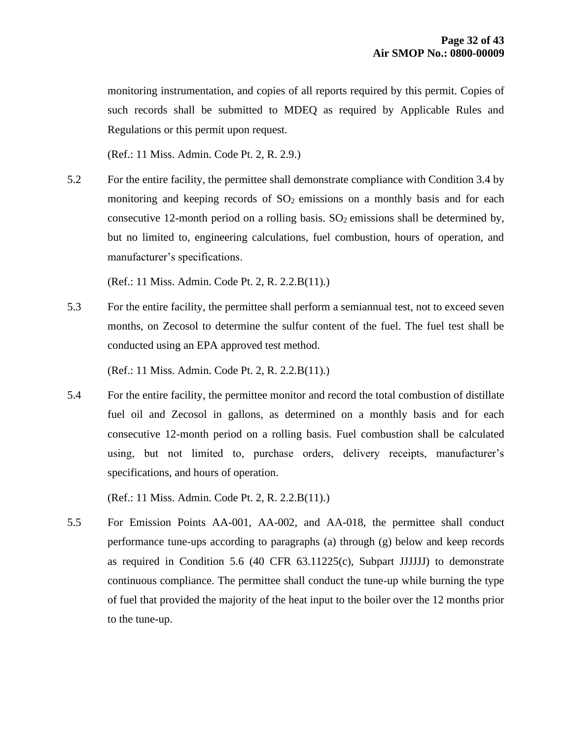monitoring instrumentation, and copies of all reports required by this permit. Copies of such records shall be submitted to MDEQ as required by Applicable Rules and Regulations or this permit upon request.

(Ref.: 11 Miss. Admin. Code Pt. 2, R. 2.9.)

5.2 For the entire facility, the permittee shall demonstrate compliance with Condition 3.4 by monitoring and keeping records of $SO_2$ emissions on a monthly basis and for each consecutive 12-month period on a rolling basis. $SO_2$ emissions shall be determined by, but no limited to, engineering calculations, fuel combustion, hours of operation, and manufacturer's specifications.

(Ref.: 11 Miss. Admin. Code Pt. 2, R. 2.2.B(11).)

5.3 For the entire facility, the permittee shall perform a semiannual test, not to exceed seven months, on Zecosol to determine the sulfur content of the fuel. The fuel test shall be conducted using an EPA approved test method.

(Ref.: 11 Miss. Admin. Code Pt. 2, R. 2.2.B(11).)

5.4 For the entire facility, the permittee monitor and record the total combustion of distillate fuel oil and Zecosol in gallons, as determined on a monthly basis and for each consecutive 12-month period on a rolling basis. Fuel combustion shall be calculated using, but not limited to, purchase orders, delivery receipts, manufacturer's specifications, and hours of operation.

(Ref.: 11 Miss. Admin. Code Pt. 2, R. 2.2.B(11).)

5.5 For Emission Points AA-001, AA-002, and AA-018, the permittee shall conduct performance tune-ups according to paragraphs (a) through (g) below and keep records as required in Condition 5.6 (40 CFR 63.11225(c), Subpart JJJJJJ) to demonstrate continuous compliance. The permittee shall conduct the tune-up while burning the type of fuel that provided the majority of the heat input to the boiler over the 12 months prior to the tune-up.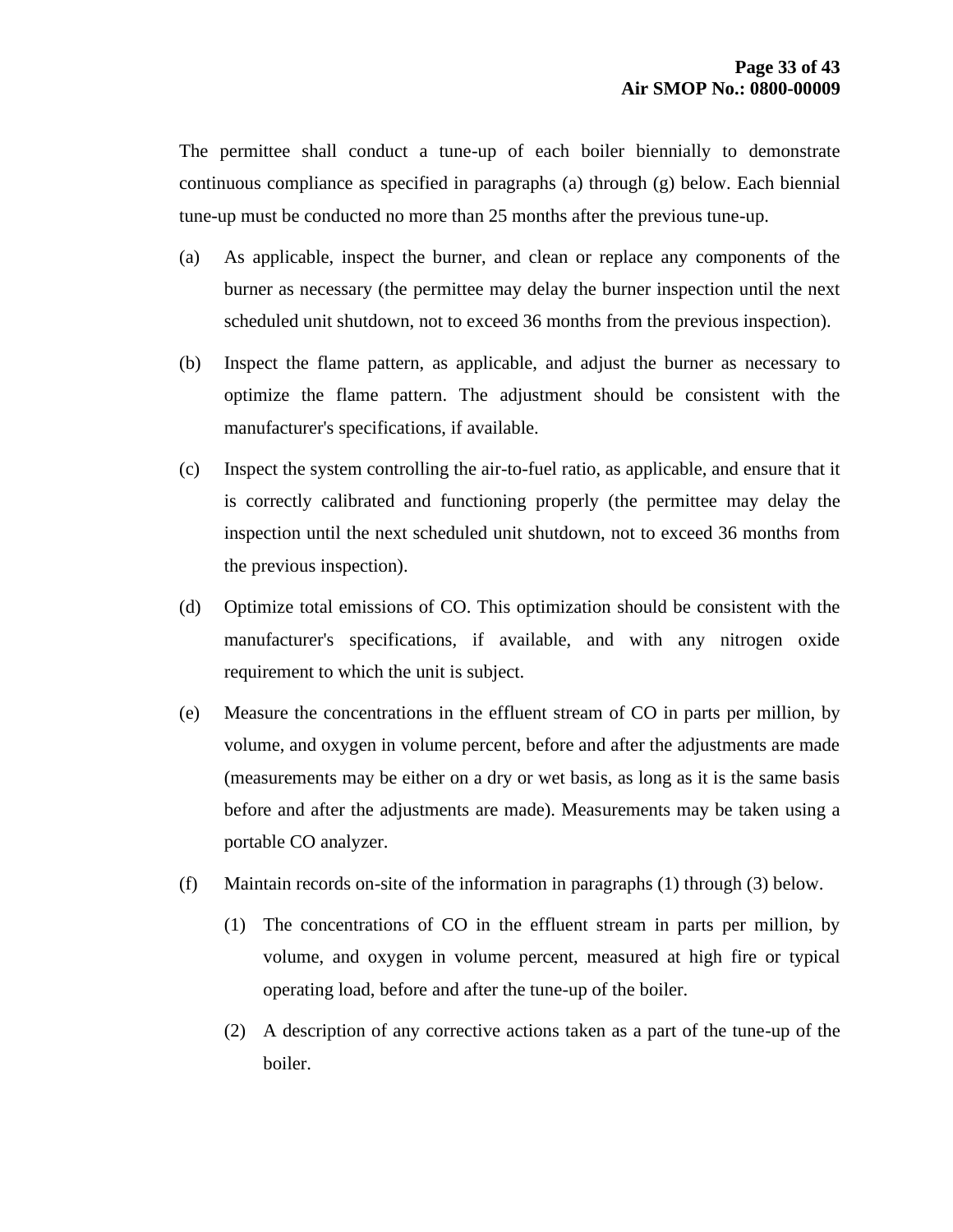The permittee shall conduct a tune-up of each boiler biennially to demonstrate continuous compliance as specified in paragraphs (a) through (g) below. Each biennial tune-up must be conducted no more than 25 months after the previous tune-up.

(a) As applicable, inspect the burner, and clean or replace any components of the burner as necessary (the permittee may delay the burner inspection until the next scheduled unit shutdown, not to exceed 36 months from the previous inspection).

(b) Inspect the flame pattern, as applicable, and adjust the burner as necessary to optimize the flame pattern. The adjustment should be consistent with the manufacturer's specifications, if available.

(c) Inspect the system controlling the air-to-fuel ratio, as applicable, and ensure that it is correctly calibrated and functioning properly (the permittee may delay the inspection until the next scheduled unit shutdown, not to exceed 36 months from the previous inspection).

(d) Optimize total emissions of CO. This optimization should be consistent with the manufacturer's specifications, if available, and with any nitrogen oxide requirement to which the unit is subject.

(e) Measure the concentrations in the effluent stream of CO in parts per million, by volume, and oxygen in volume percent, before and after the adjustments are made (measurements may be either on a dry or wet basis, as long as it is the same basis before and after the adjustments are made). Measurements may be taken using a portable CO analyzer.

(f) Maintain records on-site of the information in paragraphs (1) through (3) below.

  (1) The concentrations of CO in the effluent stream in parts per million, by volume, and oxygen in volume percent, measured at high fire or typical operating load, before and after the tune-up of the boiler.

  (2) A description of any corrective actions taken as a part of the tune-up of the boiler.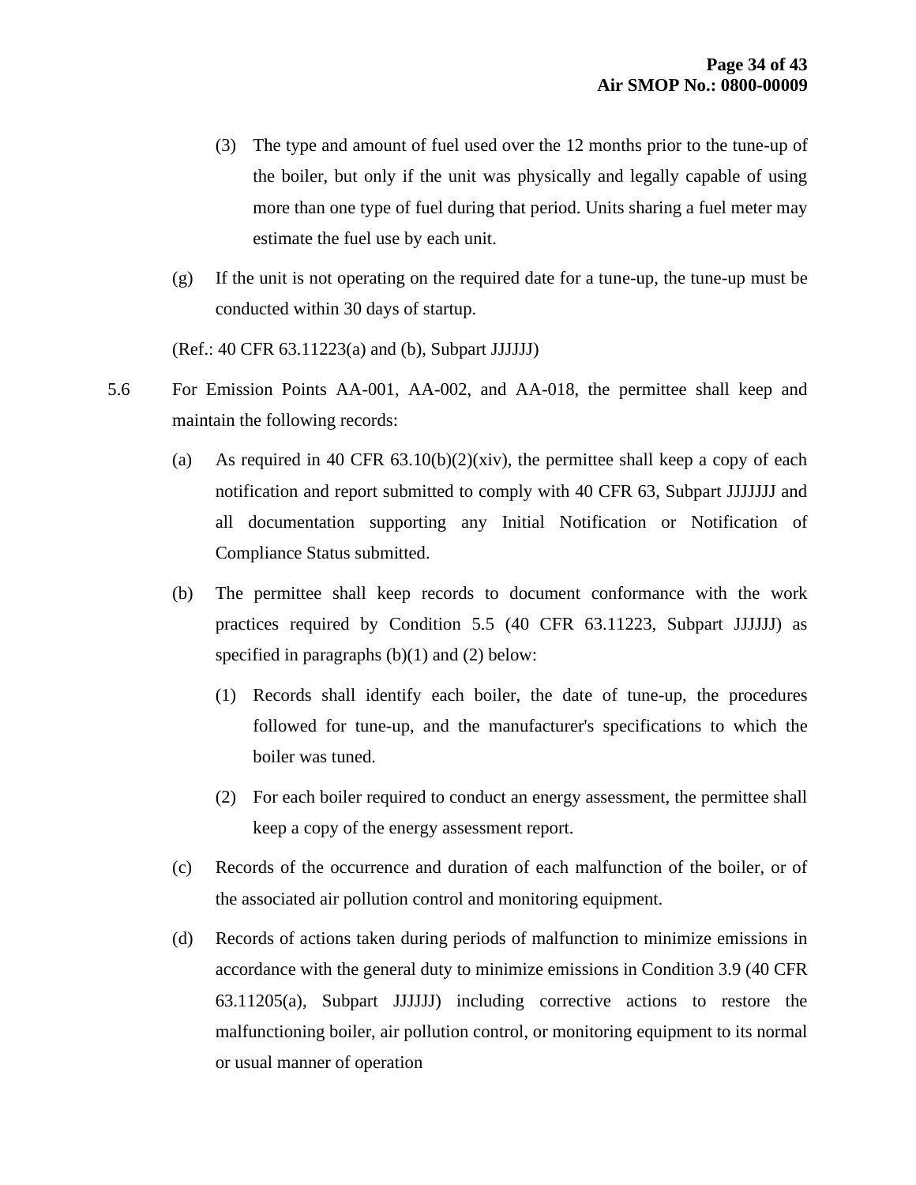(3) The type and amount of fuel used over the 12 months prior to the tune-up of the boiler, but only if the unit was physically and legally capable of using more than one type of fuel during that period. Units sharing a fuel meter may estimate the fuel use by each unit.

(g) If the unit is not operating on the required date for a tune-up, the tune-up must be conducted within 30 days of startup.

(Ref.: 40 CFR 63.11223(a) and (b), Subpart JJJJJJ)

5.6 For Emission Points AA-001, AA-002, and AA-018, the permittee shall keep and maintain the following records:

(a) As required in 40 CFR 63.10(b)(2)(xiv), the permittee shall keep a copy of each notification and report submitted to comply with 40 CFR 63, Subpart JJJJJJJ and all documentation supporting any Initial Notification or Notification of Compliance Status submitted.

(b) The permittee shall keep records to document conformance with the work practices required by Condition 5.5 (40 CFR 63.11223, Subpart JJJJJJ) as specified in paragraphs (b)(1) and (2) below:

(1) Records shall identify each boiler, the date of tune-up, the procedures followed for tune-up, and the manufacturer's specifications to which the boiler was tuned.

(2) For each boiler required to conduct an energy assessment, the permittee shall keep a copy of the energy assessment report.

(c) Records of the occurrence and duration of each malfunction of the boiler, or of the associated air pollution control and monitoring equipment.

(d) Records of actions taken during periods of malfunction to minimize emissions in accordance with the general duty to minimize emissions in Condition 3.9 (40 CFR 63.11205(a), Subpart JJJJJJ) including corrective actions to restore the malfunctioning boiler, air pollution control, or monitoring equipment to its normal or usual manner of operation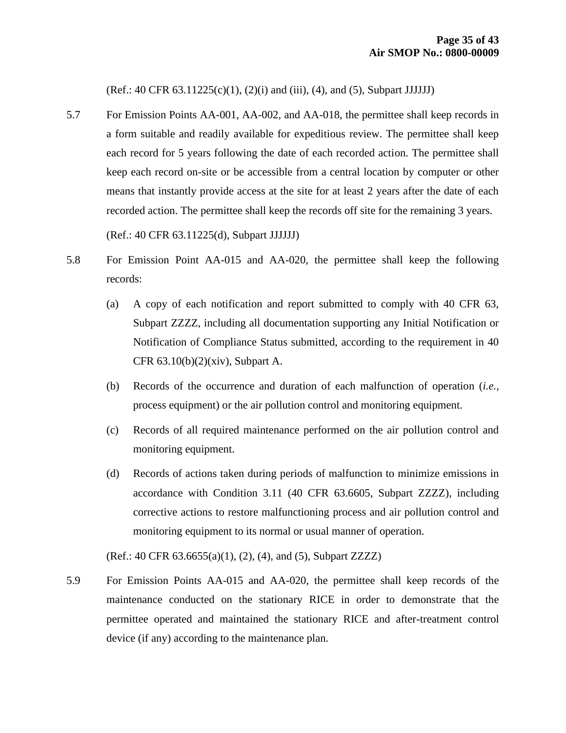(Ref.: 40 CFR 63.11225(c)(1), (2)(i) and (iii), (4), and (5), Subpart JJJJJJ)

5.7 For Emission Points AA-001, AA-002, and AA-018, the permittee shall keep records in a form suitable and readily available for expeditious review. The permittee shall keep each record for 5 years following the date of each recorded action. The permittee shall keep each record on-site or be accessible from a central location by computer or other means that instantly provide access at the site for at least 2 years after the date of each recorded action. The permittee shall keep the records off site for the remaining 3 years.

(Ref.: 40 CFR 63.11225(d), Subpart JJJJJJ)

5.8 For Emission Point AA-015 and AA-020, the permittee shall keep the following records:

(a) A copy of each notification and report submitted to comply with 40 CFR 63, Subpart ZZZZ, including all documentation supporting any Initial Notification or Notification of Compliance Status submitted, according to the requirement in 40 CFR 63.10(b)(2)(xiv), Subpart A.

(b) Records of the occurrence and duration of each malfunction of operation (*i.e.*, process equipment) or the air pollution control and monitoring equipment.

(c) Records of all required maintenance performed on the air pollution control and monitoring equipment.

(d) Records of actions taken during periods of malfunction to minimize emissions in accordance with Condition 3.11 (40 CFR 63.6605, Subpart ZZZZ), including corrective actions to restore malfunctioning process and air pollution control and monitoring equipment to its normal or usual manner of operation.

(Ref.: 40 CFR 63.6655(a)(1), (2), (4), and (5), Subpart ZZZZ)

5.9 For Emission Points AA-015 and AA-020, the permittee shall keep records of the maintenance conducted on the stationary RICE in order to demonstrate that the permittee operated and maintained the stationary RICE and after-treatment control device (if any) according to the maintenance plan.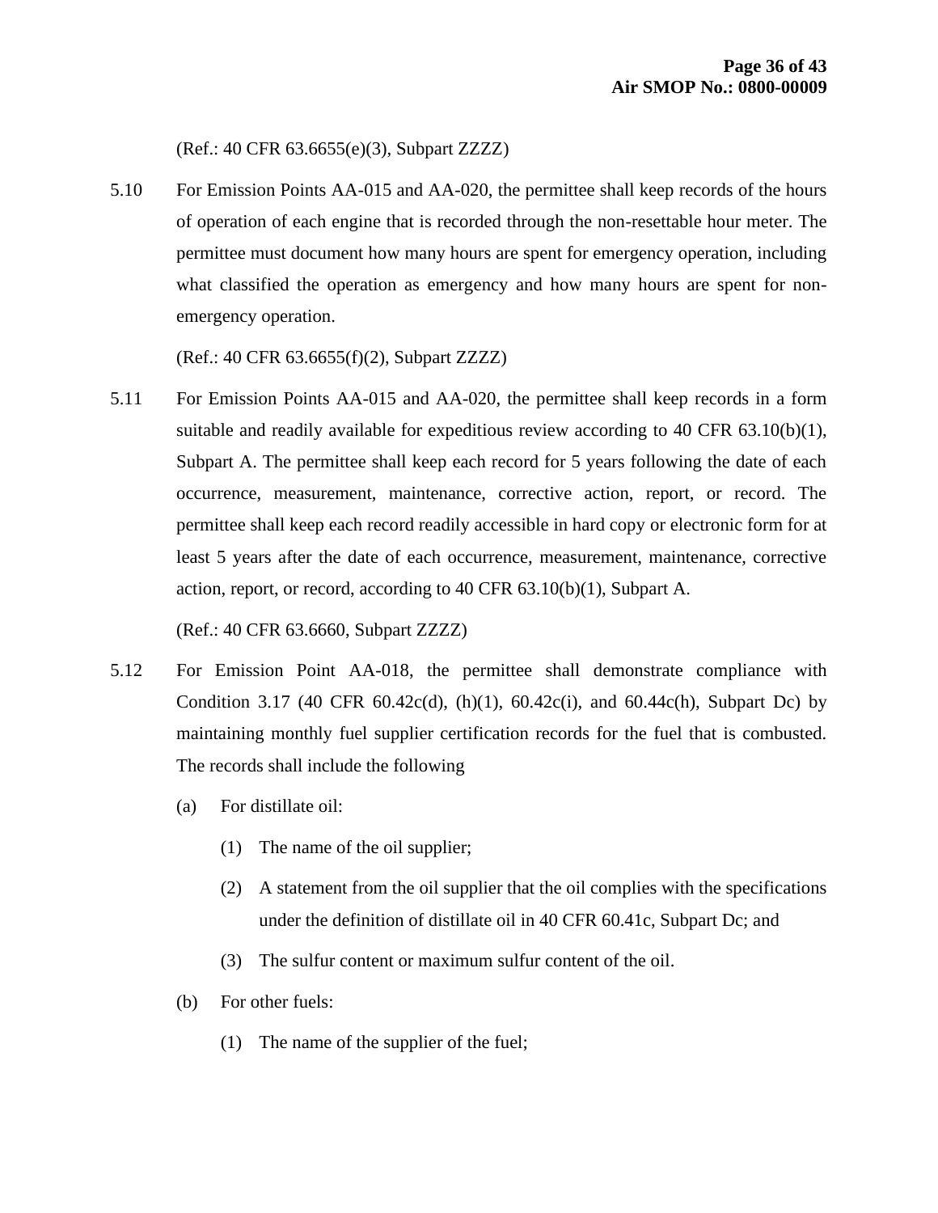(Ref.: 40 CFR 63.6655(e)(3), Subpart ZZZZ)

5.10 For Emission Points AA-015 and AA-020, the permittee shall keep records of the hours of operation of each engine that is recorded through the non-resettable hour meter. The permittee must document how many hours are spent for emergency operation, including what classified the operation as emergency and how many hours are spent for non-emergency operation.

(Ref.: 40 CFR 63.6655(f)(2), Subpart ZZZZ)

5.11 For Emission Points AA-015 and AA-020, the permittee shall keep records in a form suitable and readily available for expeditious review according to 40 CFR 63.10(b)(1), Subpart A. The permittee shall keep each record for 5 years following the date of each occurrence, measurement, maintenance, corrective action, report, or record. The permittee shall keep each record readily accessible in hard copy or electronic form for at least 5 years after the date of each occurrence, measurement, maintenance, corrective action, report, or record, according to 40 CFR 63.10(b)(1), Subpart A.

(Ref.: 40 CFR 63.6660, Subpart ZZZZ)

5.12 For Emission Point AA-018, the permittee shall demonstrate compliance with Condition 3.17 (40 CFR 60.42c(d), (h)(1), 60.42c(i), and 60.44c(h), Subpart Dc) by maintaining monthly fuel supplier certification records for the fuel that is combusted. The records shall include the following

(a) For distillate oil:

(1) The name of the oil supplier;

(2) A statement from the oil supplier that the oil complies with the specifications under the definition of distillate oil in 40 CFR 60.41c, Subpart Dc; and

(3) The sulfur content or maximum sulfur content of the oil.

(b) For other fuels:

(1) The name of the supplier of the fuel;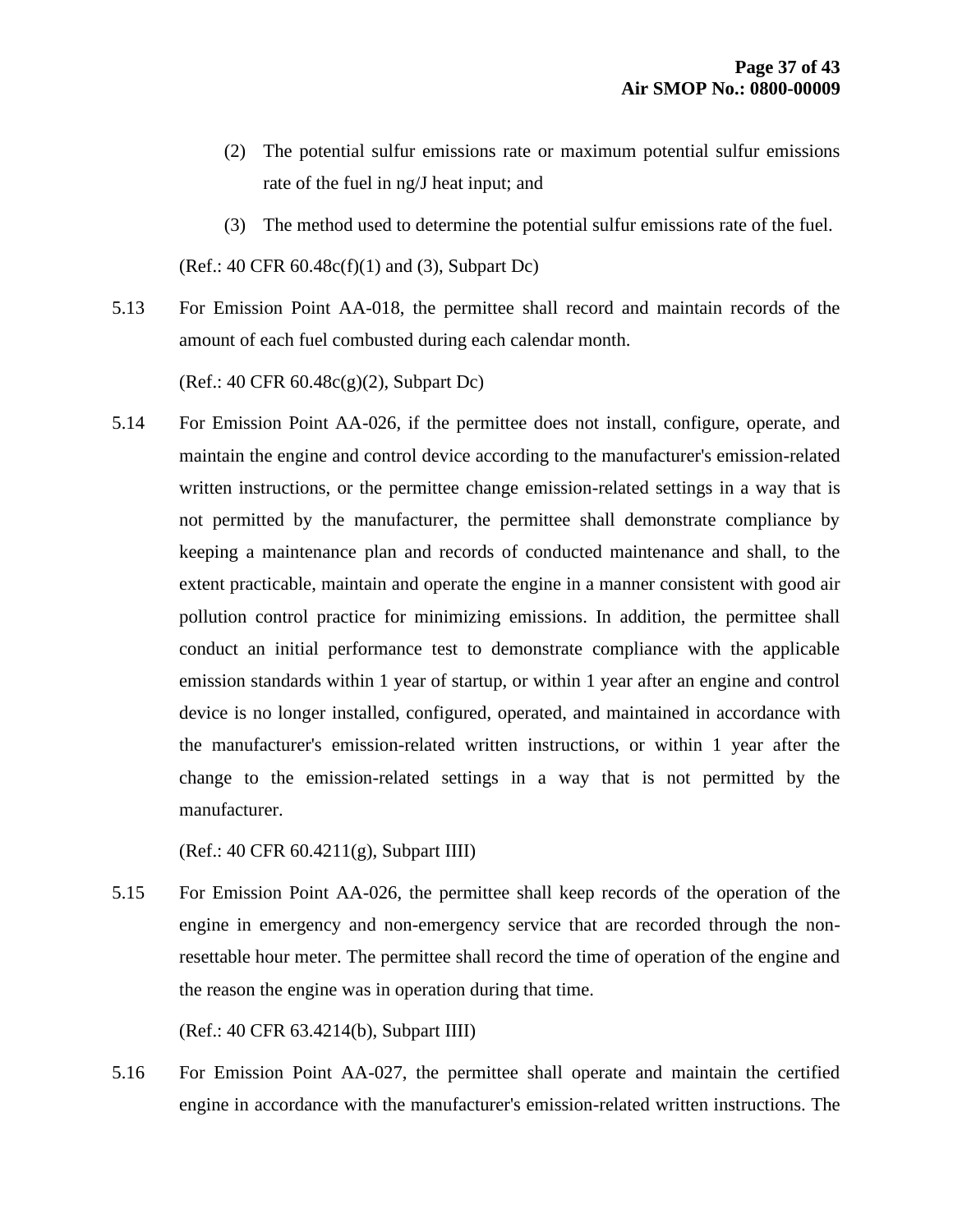(2) The potential sulfur emissions rate or maximum potential sulfur emissions rate of the fuel in ng/J heat input; and

(3) The method used to determine the potential sulfur emissions rate of the fuel.

(Ref.: 40 CFR 60.48c(f)(1) and (3), Subpart Dc)

5.13 For Emission Point AA-018, the permittee shall record and maintain records of the amount of each fuel combusted during each calendar month.

(Ref.: 40 CFR 60.48c(g)(2), Subpart Dc)

5.14 For Emission Point AA-026, if the permittee does not install, configure, operate, and maintain the engine and control device according to the manufacturer's emission-related written instructions, or the permittee change emission-related settings in a way that is not permitted by the manufacturer, the permittee shall demonstrate compliance by keeping a maintenance plan and records of conducted maintenance and shall, to the extent practicable, maintain and operate the engine in a manner consistent with good air pollution control practice for minimizing emissions. In addition, the permittee shall conduct an initial performance test to demonstrate compliance with the applicable emission standards within 1 year of startup, or within 1 year after an engine and control device is no longer installed, configured, operated, and maintained in accordance with the manufacturer's emission-related written instructions, or within 1 year after the change to the emission-related settings in a way that is not permitted by the manufacturer.

(Ref.: 40 CFR 60.4211(g), Subpart IIII)

5.15 For Emission Point AA-026, the permittee shall keep records of the operation of the engine in emergency and non-emergency service that are recorded through the non-resettable hour meter. The permittee shall record the time of operation of the engine and the reason the engine was in operation during that time.

(Ref.: 40 CFR 63.4214(b), Subpart IIII)

5.16 For Emission Point AA-027, the permittee shall operate and maintain the certified engine in accordance with the manufacturer's emission-related written instructions. The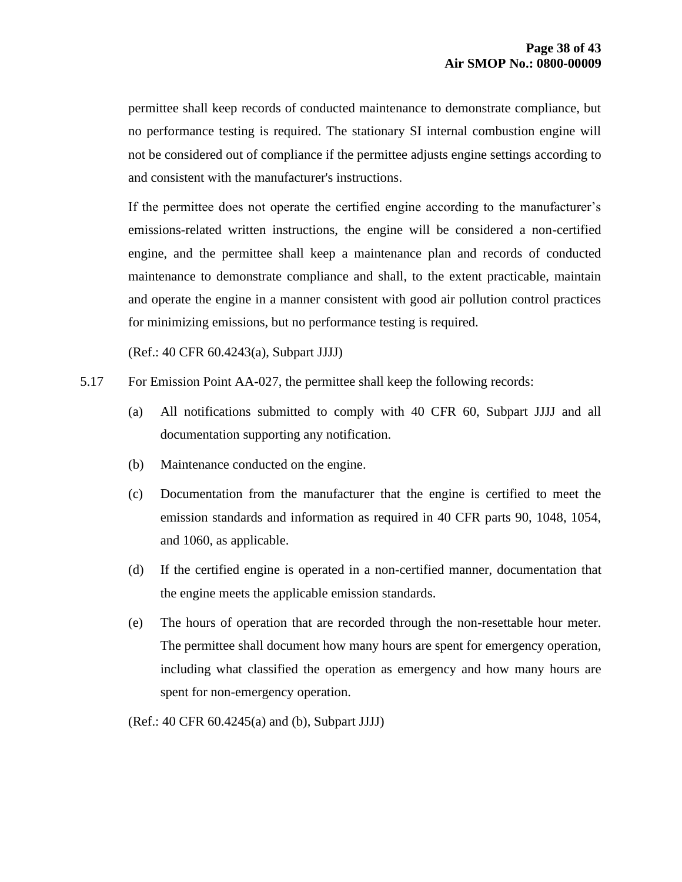permittee shall keep records of conducted maintenance to demonstrate compliance, but no performance testing is required. The stationary SI internal combustion engine will not be considered out of compliance if the permittee adjusts engine settings according to and consistent with the manufacturer's instructions.

If the permittee does not operate the certified engine according to the manufacturer's emissions-related written instructions, the engine will be considered a non-certified engine, and the permittee shall keep a maintenance plan and records of conducted maintenance to demonstrate compliance and shall, to the extent practicable, maintain and operate the engine in a manner consistent with good air pollution control practices for minimizing emissions, but no performance testing is required.

(Ref.: 40 CFR 60.4243(a), Subpart JJJJ)

5.17 For Emission Point AA-027, the permittee shall keep the following records:

(a) All notifications submitted to comply with 40 CFR 60, Subpart JJJJ and all documentation supporting any notification.

(b) Maintenance conducted on the engine.

(c) Documentation from the manufacturer that the engine is certified to meet the emission standards and information as required in 40 CFR parts 90, 1048, 1054, and 1060, as applicable.

(d) If the certified engine is operated in a non-certified manner, documentation that the engine meets the applicable emission standards.

(e) The hours of operation that are recorded through the non-resettable hour meter. The permittee shall document how many hours are spent for emergency operation, including what classified the operation as emergency and how many hours are spent for non-emergency operation.

(Ref.: 40 CFR 60.4245(a) and (b), Subpart JJJJ)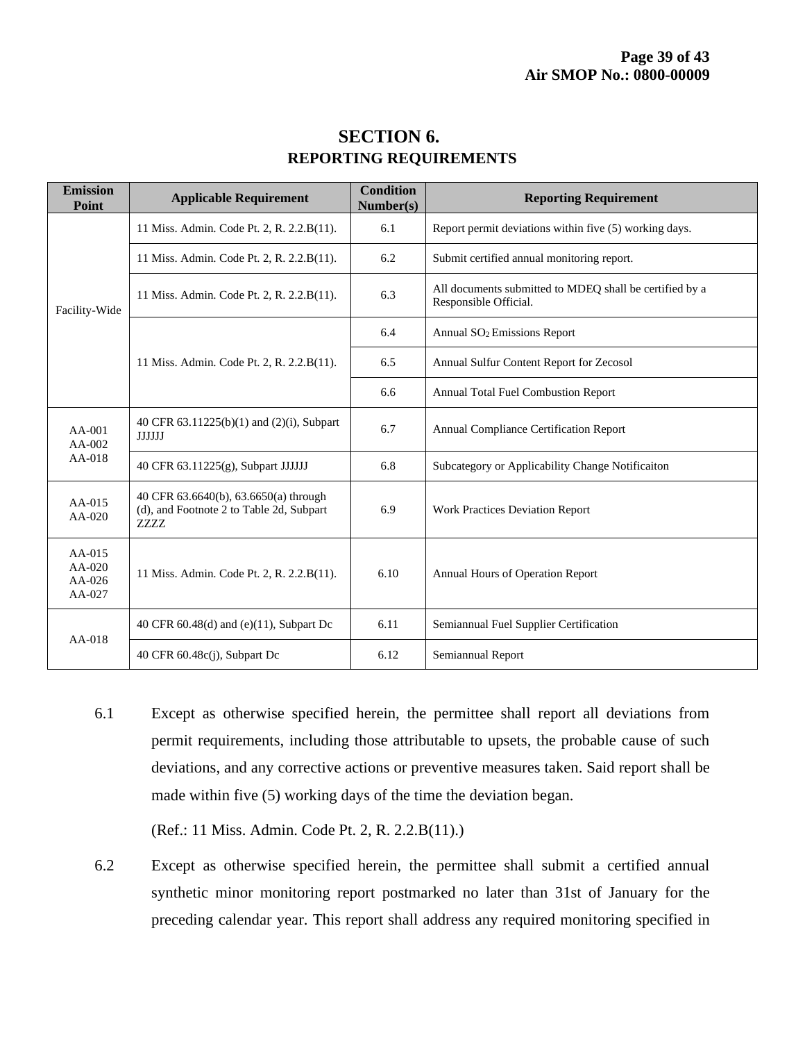# SECTION 6.
## REPORTING REQUIREMENTS

| Emission Point | Applicable Requirement | Condition Number(s) | Reporting Requirement |
|---|---|---|---|
| Facility-Wide | 11 Miss. Admin. Code Pt. 2, R. 2.2.B(11). | 6.1 | Report permit deviations within five (5) working days. |
| | 11 Miss. Admin. Code Pt. 2, R. 2.2.B(11). | 6.2 | Submit certified annual monitoring report. |
| | 11 Miss. Admin. Code Pt. 2, R. 2.2.B(11). | 6.3 | All documents submitted to MDEQ shall be certified by a Responsible Official. |
| | 11 Miss. Admin. Code Pt. 2, R. 2.2.B(11). | 6.4 | Annual $SO_2$ Emissions Report |
| | | 6.5 | Annual Sulfur Content Report for Zecosol |
| | | 6.6 | Annual Total Fuel Combustion Report |
| AA-001<br>AA-002<br>AA-018 | 40 CFR 63.11225(b)(1) and (2)(i), Subpart JJJJJJ | 6.7 | Annual Compliance Certification Report |
| | 40 CFR 63.11225(g), Subpart JJJJJJ | 6.8 | Subcategory or Applicability Change Notificaiton |
| AA-015<br>AA-020 | 40 CFR 63.6640(b), 63.6650(a) through (d), and Footnote 2 to Table 2d, Subpart ZZZZ | 6.9 | Work Practices Deviation Report |
| AA-015<br>AA-020<br>AA-026<br>AA-027 | 11 Miss. Admin. Code Pt. 2, R. 2.2.B(11). | 6.10 | Annual Hours of Operation Report |
| AA-018 | 40 CFR 60.48(d) and (e)(11), Subpart Dc | 6.11 | Semiannual Fuel Supplier Certification |
| | 40 CFR 60.48c(j), Subpart Dc | 6.12 | Semiannual Report |

6.1 Except as otherwise specified herein, the permittee shall report all deviations from permit requirements, including those attributable to upsets, the probable cause of such deviations, and any corrective actions or preventive measures taken. Said report shall be made within five (5) working days of the time the deviation began.

(Ref.: 11 Miss. Admin. Code Pt. 2, R. 2.2.B(11).)

6.2 Except as otherwise specified herein, the permittee shall submit a certified annual synthetic minor monitoring report postmarked no later than 31st of January for the preceding calendar year. This report shall address any required monitoring specified in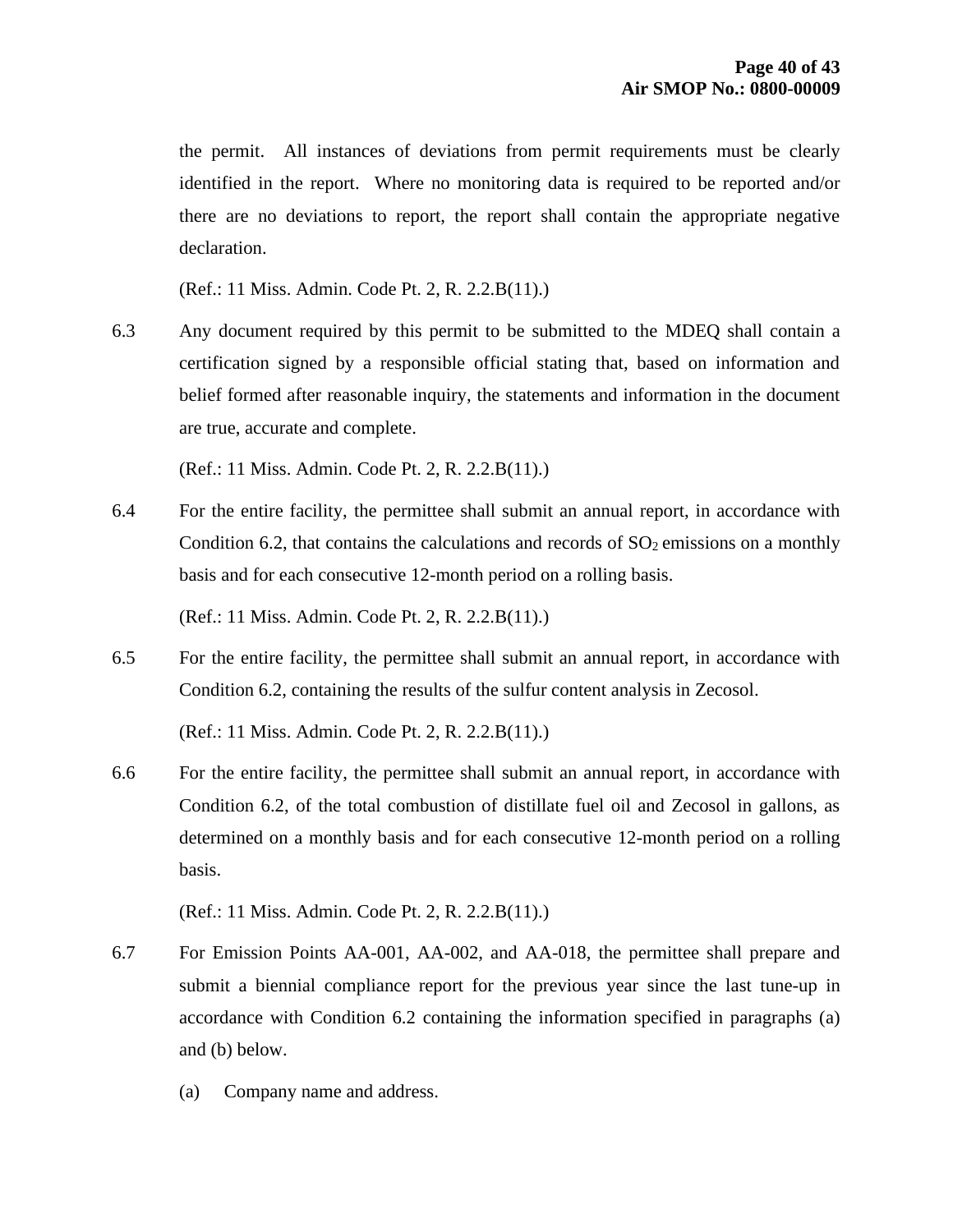the permit. All instances of deviations from permit requirements must be clearly identified in the report. Where no monitoring data is required to be reported and/or there are no deviations to report, the report shall contain the appropriate negative declaration.

(Ref.: 11 Miss. Admin. Code Pt. 2, R. 2.2.B(11).)

6.3 Any document required by this permit to be submitted to the MDEQ shall contain a certification signed by a responsible official stating that, based on information and belief formed after reasonable inquiry, the statements and information in the document are true, accurate and complete.

(Ref.: 11 Miss. Admin. Code Pt. 2, R. 2.2.B(11).)

6.4 For the entire facility, the permittee shall submit an annual report, in accordance with Condition 6.2, that contains the calculations and records of $SO_2$ emissions on a monthly basis and for each consecutive 12-month period on a rolling basis.

(Ref.: 11 Miss. Admin. Code Pt. 2, R. 2.2.B(11).)

6.5 For the entire facility, the permittee shall submit an annual report, in accordance with Condition 6.2, containing the results of the sulfur content analysis in Zecosol.

(Ref.: 11 Miss. Admin. Code Pt. 2, R. 2.2.B(11).)

6.6 For the entire facility, the permittee shall submit an annual report, in accordance with Condition 6.2, of the total combustion of distillate fuel oil and Zecosol in gallons, as determined on a monthly basis and for each consecutive 12-month period on a rolling basis.

(Ref.: 11 Miss. Admin. Code Pt. 2, R. 2.2.B(11).)

6.7 For Emission Points AA-001, AA-002, and AA-018, the permittee shall prepare and submit a biennial compliance report for the previous year since the last tune-up in accordance with Condition 6.2 containing the information specified in paragraphs (a) and (b) below.

(a) Company name and address.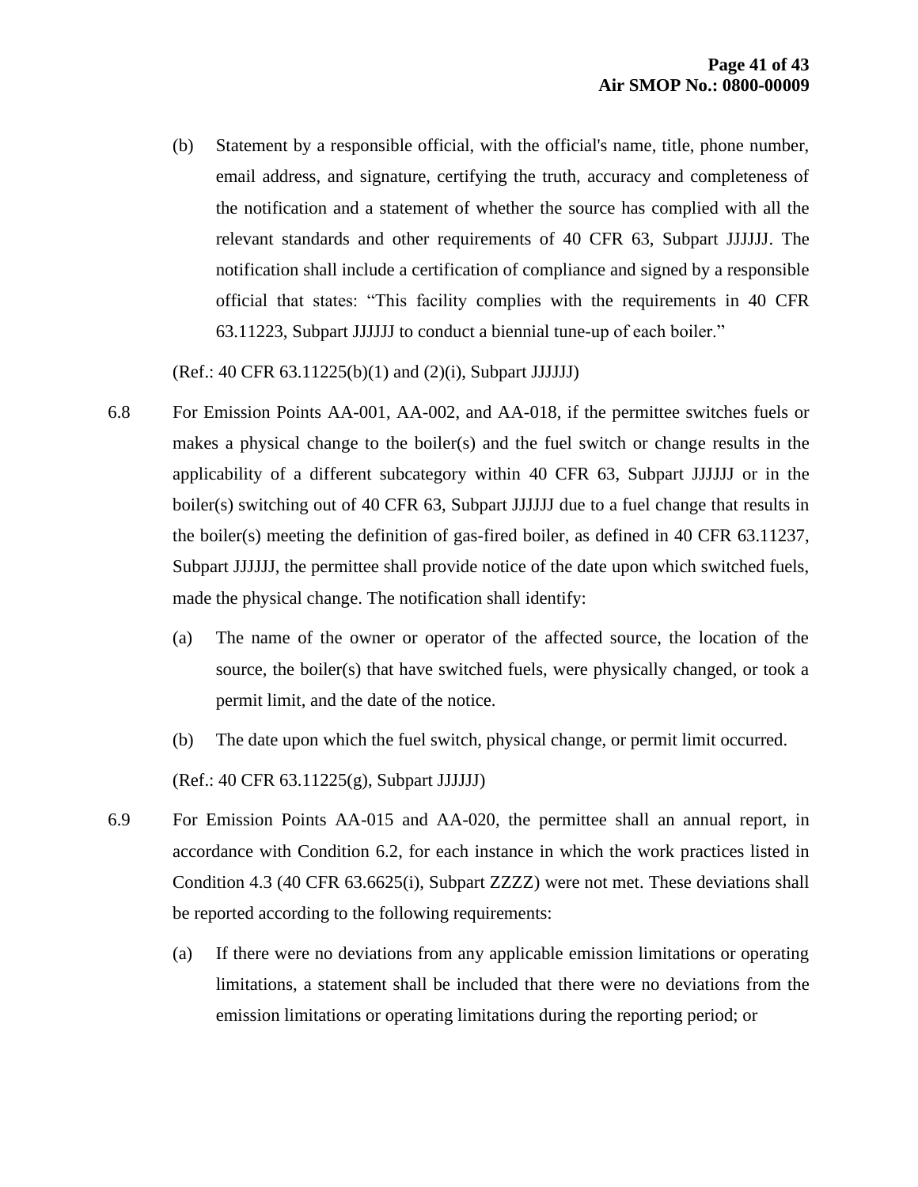(b) Statement by a responsible official, with the official's name, title, phone number, email address, and signature, certifying the truth, accuracy and completeness of the notification and a statement of whether the source has complied with all the relevant standards and other requirements of 40 CFR 63, Subpart JJJJJJ. The notification shall include a certification of compliance and signed by a responsible official that states: "This facility complies with the requirements in 40 CFR 63.11223, Subpart JJJJJJ to conduct a biennial tune-up of each boiler."

(Ref.: 40 CFR 63.11225(b)(1) and (2)(i), Subpart JJJJJJ)

6.8 For Emission Points AA-001, AA-002, and AA-018, if the permittee switches fuels or makes a physical change to the boiler(s) and the fuel switch or change results in the applicability of a different subcategory within 40 CFR 63, Subpart JJJJJJ or in the boiler(s) switching out of 40 CFR 63, Subpart JJJJJJ due to a fuel change that results in the boiler(s) meeting the definition of gas-fired boiler, as defined in 40 CFR 63.11237, Subpart JJJJJJ, the permittee shall provide notice of the date upon which switched fuels, made the physical change. The notification shall identify:

(a) The name of the owner or operator of the affected source, the location of the source, the boiler(s) that have switched fuels, were physically changed, or took a permit limit, and the date of the notice.

(b) The date upon which the fuel switch, physical change, or permit limit occurred.

(Ref.: 40 CFR 63.11225(g), Subpart JJJJJJ)

6.9 For Emission Points AA-015 and AA-020, the permittee shall an annual report, in accordance with Condition 6.2, for each instance in which the work practices listed in Condition 4.3 (40 CFR 63.6625(i), Subpart ZZZZ) were not met. These deviations shall be reported according to the following requirements:

(a) If there were no deviations from any applicable emission limitations or operating limitations, a statement shall be included that there were no deviations from the emission limitations or operating limitations during the reporting period; or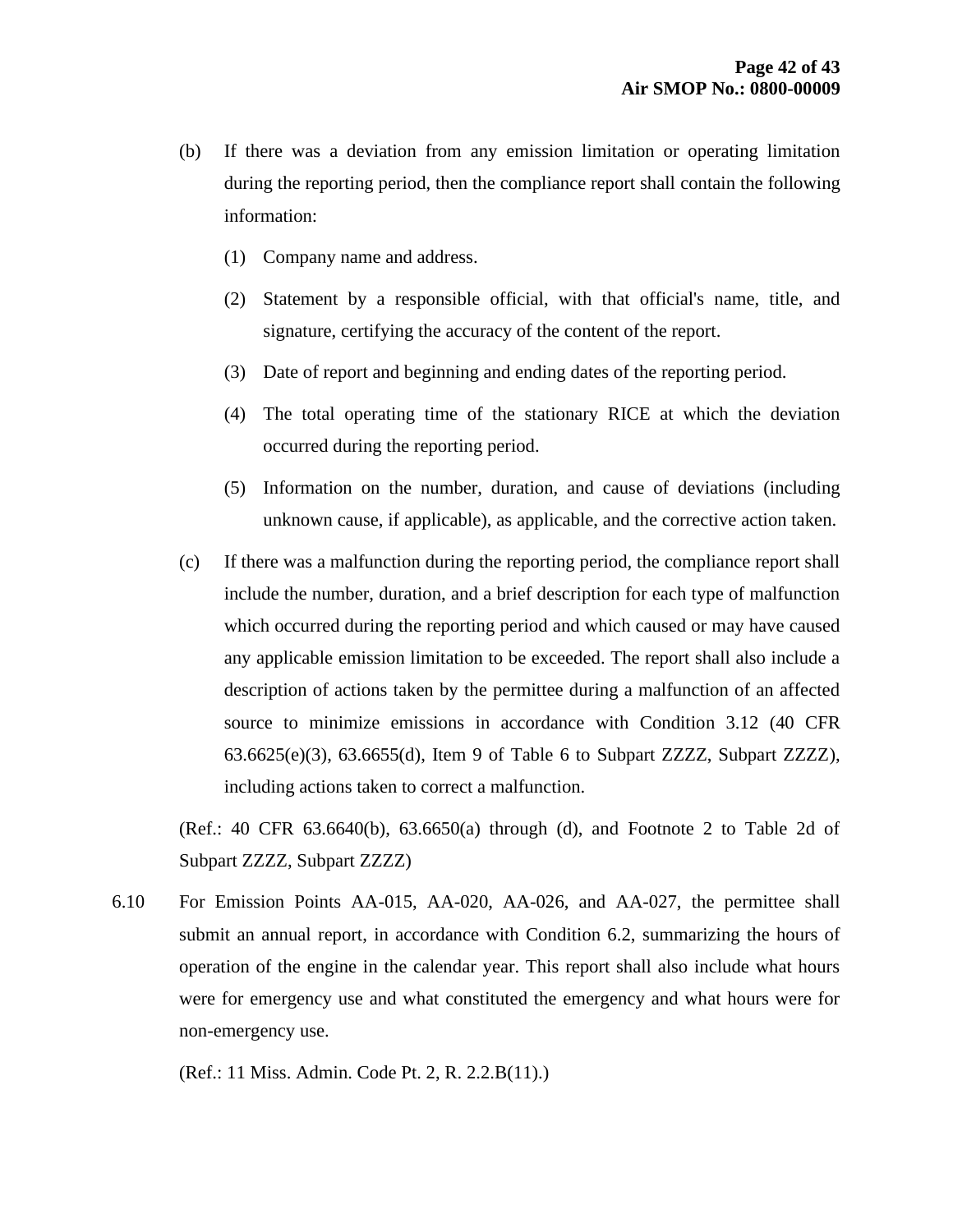(b) If there was a deviation from any emission limitation or operating limitation during the reporting period, then the compliance report shall contain the following information:

(1) Company name and address.

(2) Statement by a responsible official, with that official's name, title, and signature, certifying the accuracy of the content of the report.

(3) Date of report and beginning and ending dates of the reporting period.

(4) The total operating time of the stationary RICE at which the deviation occurred during the reporting period.

(5) Information on the number, duration, and cause of deviations (including unknown cause, if applicable), as applicable, and the corrective action taken.

(c) If there was a malfunction during the reporting period, the compliance report shall include the number, duration, and a brief description for each type of malfunction which occurred during the reporting period and which caused or may have caused any applicable emission limitation to be exceeded. The report shall also include a description of actions taken by the permittee during a malfunction of an affected source to minimize emissions in accordance with Condition 3.12 (40 CFR 63.6625(e)(3), 63.6655(d), Item 9 of Table 6 to Subpart ZZZZ, Subpart ZZZZ), including actions taken to correct a malfunction.

(Ref.: 40 CFR 63.6640(b), 63.6650(a) through (d), and Footnote 2 to Table 2d of Subpart ZZZZ, Subpart ZZZZ)

6.10 For Emission Points AA-015, AA-020, AA-026, and AA-027, the permittee shall submit an annual report, in accordance with Condition 6.2, summarizing the hours of operation of the engine in the calendar year. This report shall also include what hours were for emergency use and what constituted the emergency and what hours were for non-emergency use.

(Ref.: 11 Miss. Admin. Code Pt. 2, R. 2.2.B(11).)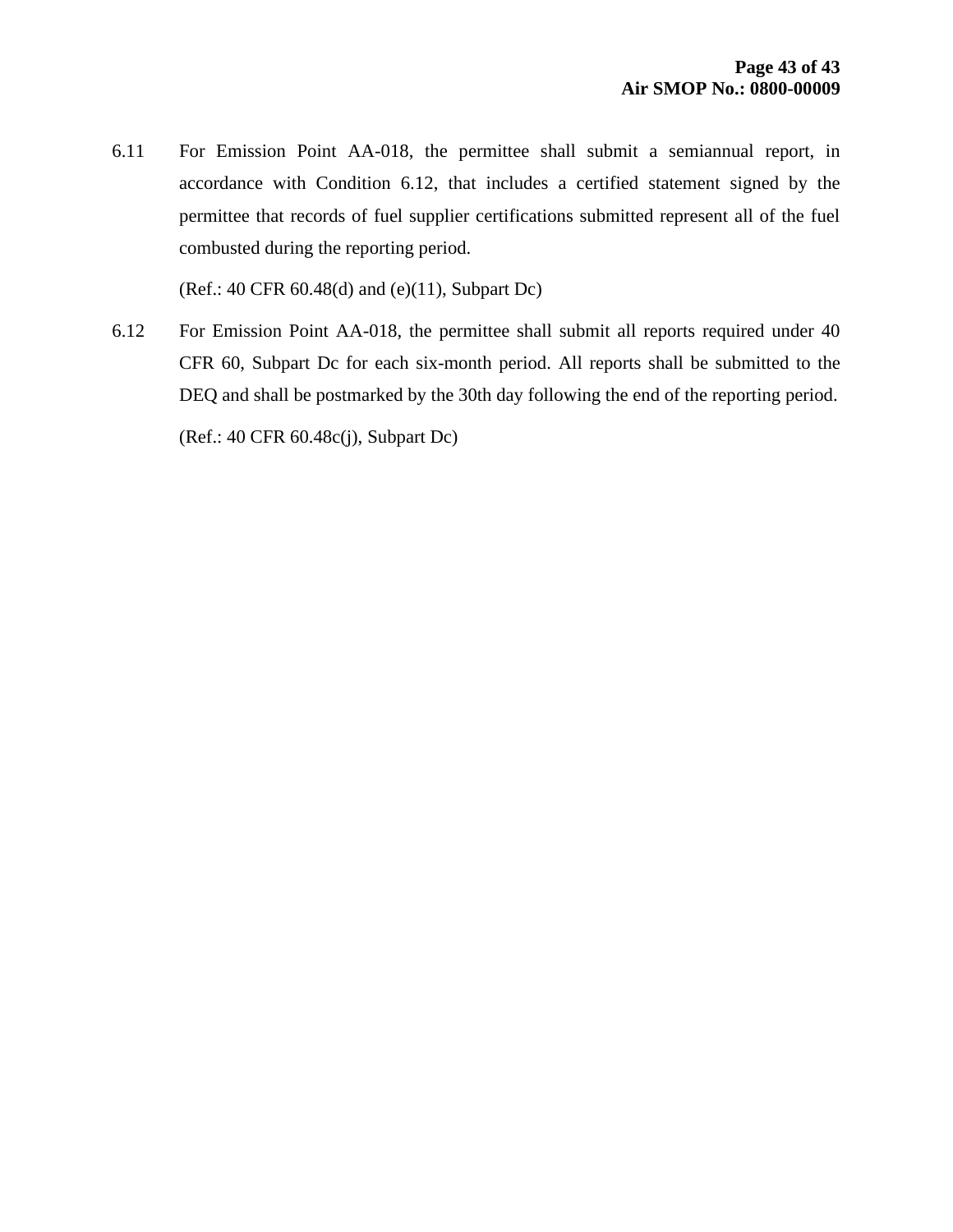6.11 For Emission Point AA-018, the permittee shall submit a semiannual report, in accordance with Condition 6.12, that includes a certified statement signed by the permittee that records of fuel supplier certifications submitted represent all of the fuel combusted during the reporting period.

(Ref.: 40 CFR 60.48(d) and (e)(11), Subpart Dc)

6.12 For Emission Point AA-018, the permittee shall submit all reports required under 40 CFR 60, Subpart Dc for each six-month period. All reports shall be submitted to the DEQ and shall be postmarked by the 30th day following the end of the reporting period.

(Ref.: 40 CFR 60.48c(j), Subpart Dc)